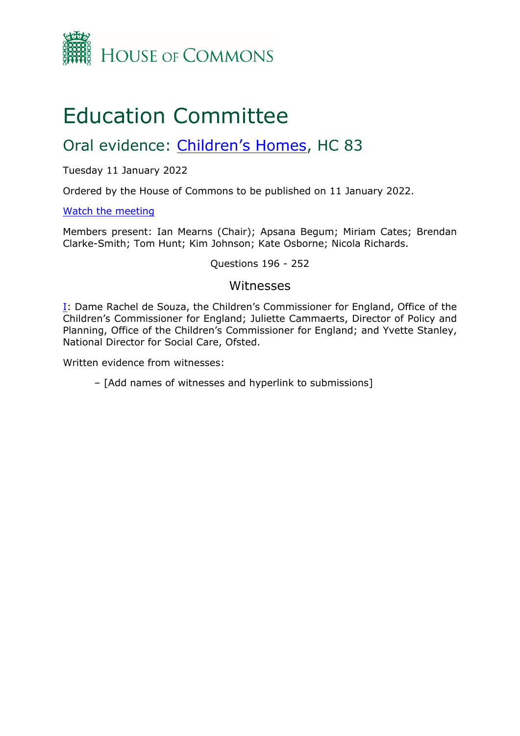HOUSE OF COMMONS

# Education Committee

## Oral evidence: Children's Homes, HC 83

Tuesday 11 January 2022

Ordered by the House of Commons to be published on 11 January 2022.

Watch the meeting

Members present: Ian Mearns (Chair); Apsana Begum; Miriam Cates; Brendan Clarke-Smith; Tom Hunt; Kim Johnson; Kate Osborne; Nicola Richards.

Questions 196 - 252

### Witnesses

I: Dame Rachel de Souza, the Children's Commissioner for England, Office of the Children's Commissioner for England; Juliette Cammaerts, Director of Policy and Planning, Office of the Children's Commissioner for England; and Yvette Stanley, National Director for Social Care, Ofsted.

Written evidence from witnesses:

– [Add names of witnesses and hyperlink to submissions]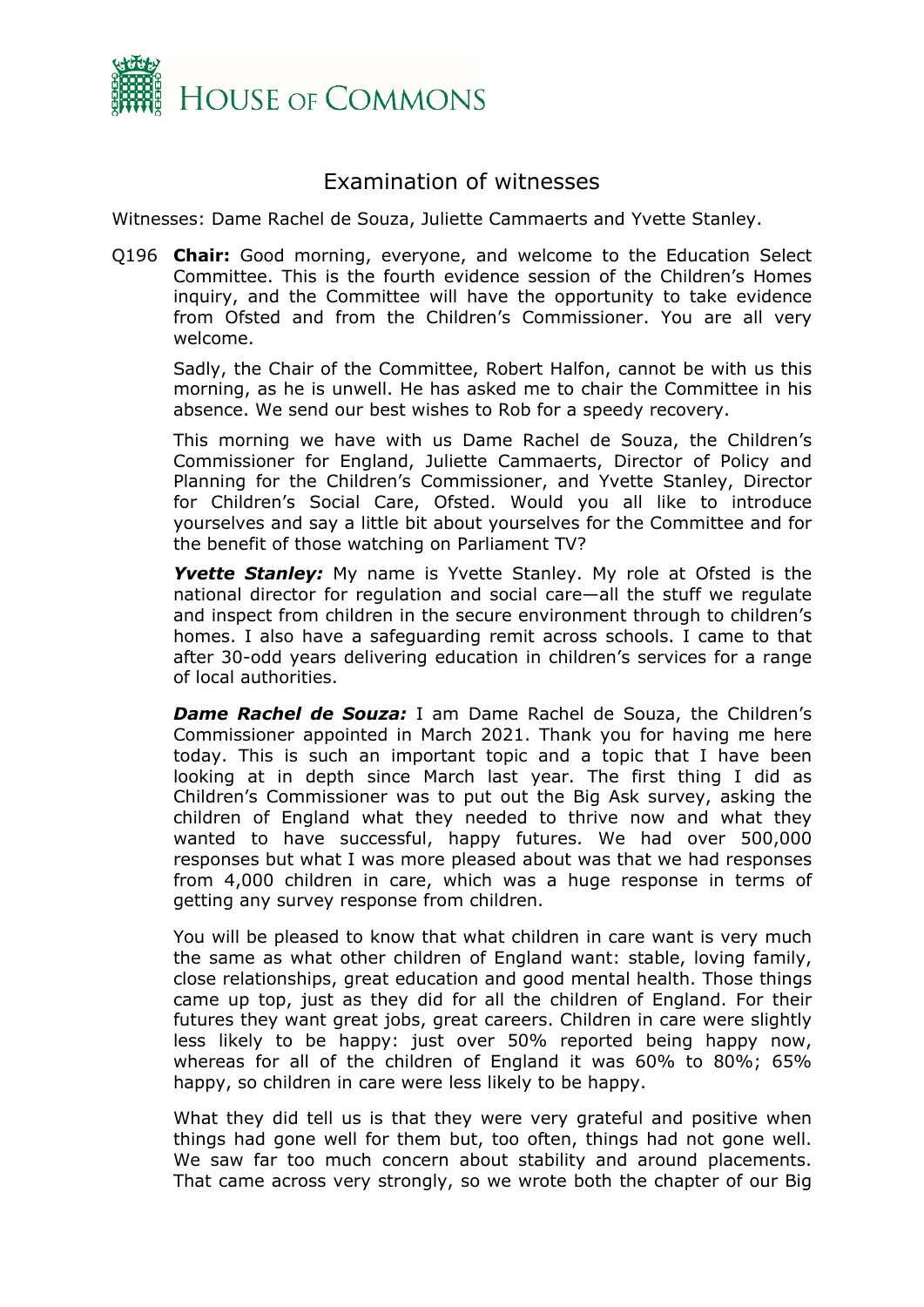# Examination of witnesses

Witnesses: Dame Rachel de Souza, Juliette Cammaerts and Yvette Stanley.

Q196 **Chair:** Good morning, everyone, and welcome to the Education Select Committee. This is the fourth evidence session of the Children's Homes inquiry, and the Committee will have the opportunity to take evidence from Ofsted and from the Children's Commissioner. You are all very welcome.

Sadly, the Chair of the Committee, Robert Halfon, cannot be with us this morning, as he is unwell. He has asked me to chair the Committee in his absence. We send our best wishes to Rob for a speedy recovery.

This morning we have with us Dame Rachel de Souza, the Children's Commissioner for England, Juliette Cammaerts, Director of Policy and Planning for the Children's Commissioner, and Yvette Stanley, Director for Children's Social Care, Ofsted. Would you all like to introduce yourselves and say a little bit about yourselves for the Committee and for the benefit of those watching on Parliament TV?

***Yvette Stanley:*** My name is Yvette Stanley. My role at Ofsted is the national director for regulation and social care—all the stuff we regulate and inspect from children in the secure environment through to children's homes. I also have a safeguarding remit across schools. I came to that after 30-odd years delivering education in children's services for a range of local authorities.

***Dame Rachel de Souza:*** I am Dame Rachel de Souza, the Children's Commissioner appointed in March 2021. Thank you for having me here today. This is such an important topic and a topic that I have been looking at in depth since March last year. The first thing I did as Children's Commissioner was to put out the Big Ask survey, asking the children of England what they needed to thrive now and what they wanted to have successful, happy futures. We had over 500,000 responses but what I was more pleased about was that we had responses from 4,000 children in care, which was a huge response in terms of getting any survey response from children.

You will be pleased to know that what children in care want is very much the same as what other children of England want: stable, loving family, close relationships, great education and good mental health. Those things came up top, just as they did for all the children of England. For their futures they want great jobs, great careers. Children in care were slightly less likely to be happy: just over 50% reported being happy now, whereas for all of the children of England it was 60% to 80%; 65% happy, so children in care were less likely to be happy.

What they did tell us is that they were very grateful and positive when things had gone well for them but, too often, things had not gone well. We saw far too much concern about stability and around placements. That came across very strongly, so we wrote both the chapter of our Big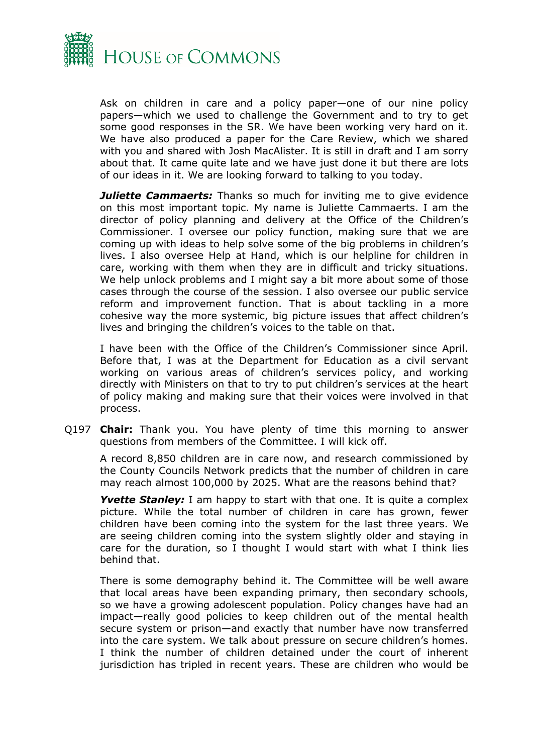Ask on children in care and a policy paper—one of our nine policy papers—which we used to challenge the Government and to try to get some good responses in the SR. We have been working very hard on it. We have also produced a paper for the Care Review, which we shared with you and shared with Josh MacAlister. It is still in draft and I am sorry about that. It came quite late and we have just done it but there are lots of our ideas in it. We are looking forward to talking to you today.

***Juliette Cammaerts:*** Thanks so much for inviting me to give evidence on this most important topic. My name is Juliette Cammaerts. I am the director of policy planning and delivery at the Office of the Children's Commissioner. I oversee our policy function, making sure that we are coming up with ideas to help solve some of the big problems in children's lives. I also oversee Help at Hand, which is our helpline for children in care, working with them when they are in difficult and tricky situations. We help unlock problems and I might say a bit more about some of those cases through the course of the session. I also oversee our public service reform and improvement function. That is about tackling in a more cohesive way the more systemic, big picture issues that affect children's lives and bringing the children's voices to the table on that.

I have been with the Office of the Children's Commissioner since April. Before that, I was at the Department for Education as a civil servant working on various areas of children's services policy, and working directly with Ministers on that to try to put children's services at the heart of policy making and making sure that their voices were involved in that process.

Q197 **Chair:** Thank you. You have plenty of time this morning to answer questions from members of the Committee. I will kick off.

A record 8,850 children are in care now, and research commissioned by the County Councils Network predicts that the number of children in care may reach almost 100,000 by 2025. What are the reasons behind that?

***Yvette Stanley:*** I am happy to start with that one. It is quite a complex picture. While the total number of children in care has grown, fewer children have been coming into the system for the last three years. We are seeing children coming into the system slightly older and staying in care for the duration, so I thought I would start with what I think lies behind that.

There is some demography behind it. The Committee will be well aware that local areas have been expanding primary, then secondary schools, so we have a growing adolescent population. Policy changes have had an impact—really good policies to keep children out of the mental health secure system or prison—and exactly that number have now transferred into the care system. We talk about pressure on secure children's homes. I think the number of children detained under the court of inherent jurisdiction has tripled in recent years. These are children who would be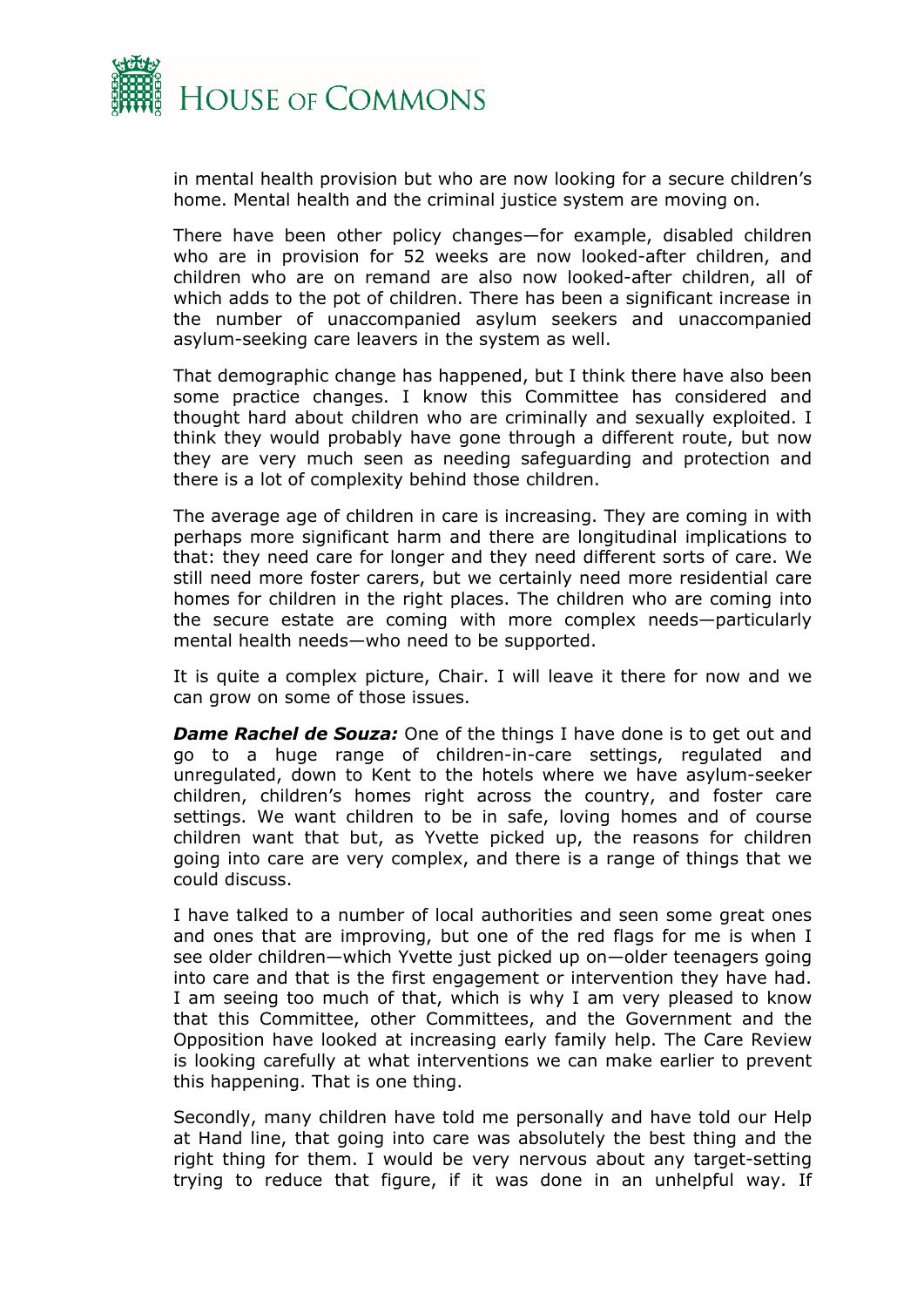in mental health provision but who are now looking for a secure children's home. Mental health and the criminal justice system are moving on.

There have been other policy changes—for example, disabled children who are in provision for 52 weeks are now looked-after children, and children who are on remand are also now looked-after children, all of which adds to the pot of children. There has been a significant increase in the number of unaccompanied asylum seekers and unaccompanied asylum-seeking care leavers in the system as well.

That demographic change has happened, but I think there have also been some practice changes. I know this Committee has considered and thought hard about children who are criminally and sexually exploited. I think they would probably have gone through a different route, but now they are very much seen as needing safeguarding and protection and there is a lot of complexity behind those children.

The average age of children in care is increasing. They are coming in with perhaps more significant harm and there are longitudinal implications to that: they need care for longer and they need different sorts of care. We still need more foster carers, but we certainly need more residential care homes for children in the right places. The children who are coming into the secure estate are coming with more complex needs—particularly mental health needs—who need to be supported.

It is quite a complex picture, Chair. I will leave it there for now and we can grow on some of those issues.

***Dame Rachel de Souza:*** One of the things I have done is to get out and go to a huge range of children-in-care settings, regulated and unregulated, down to Kent to the hotels where we have asylum-seeker children, children's homes right across the country, and foster care settings. We want children to be in safe, loving homes and of course children want that but, as Yvette picked up, the reasons for children going into care are very complex, and there is a range of things that we could discuss.

I have talked to a number of local authorities and seen some great ones and ones that are improving, but one of the red flags for me is when I see older children—which Yvette just picked up on—older teenagers going into care and that is the first engagement or intervention they have had. I am seeing too much of that, which is why I am very pleased to know that this Committee, other Committees, and the Government and the Opposition have looked at increasing early family help. The Care Review is looking carefully at what interventions we can make earlier to prevent this happening. That is one thing.

Secondly, many children have told me personally and have told our Help at Hand line, that going into care was absolutely the best thing and the right thing for them. I would be very nervous about any target-setting trying to reduce that figure, if it was done in an unhelpful way. If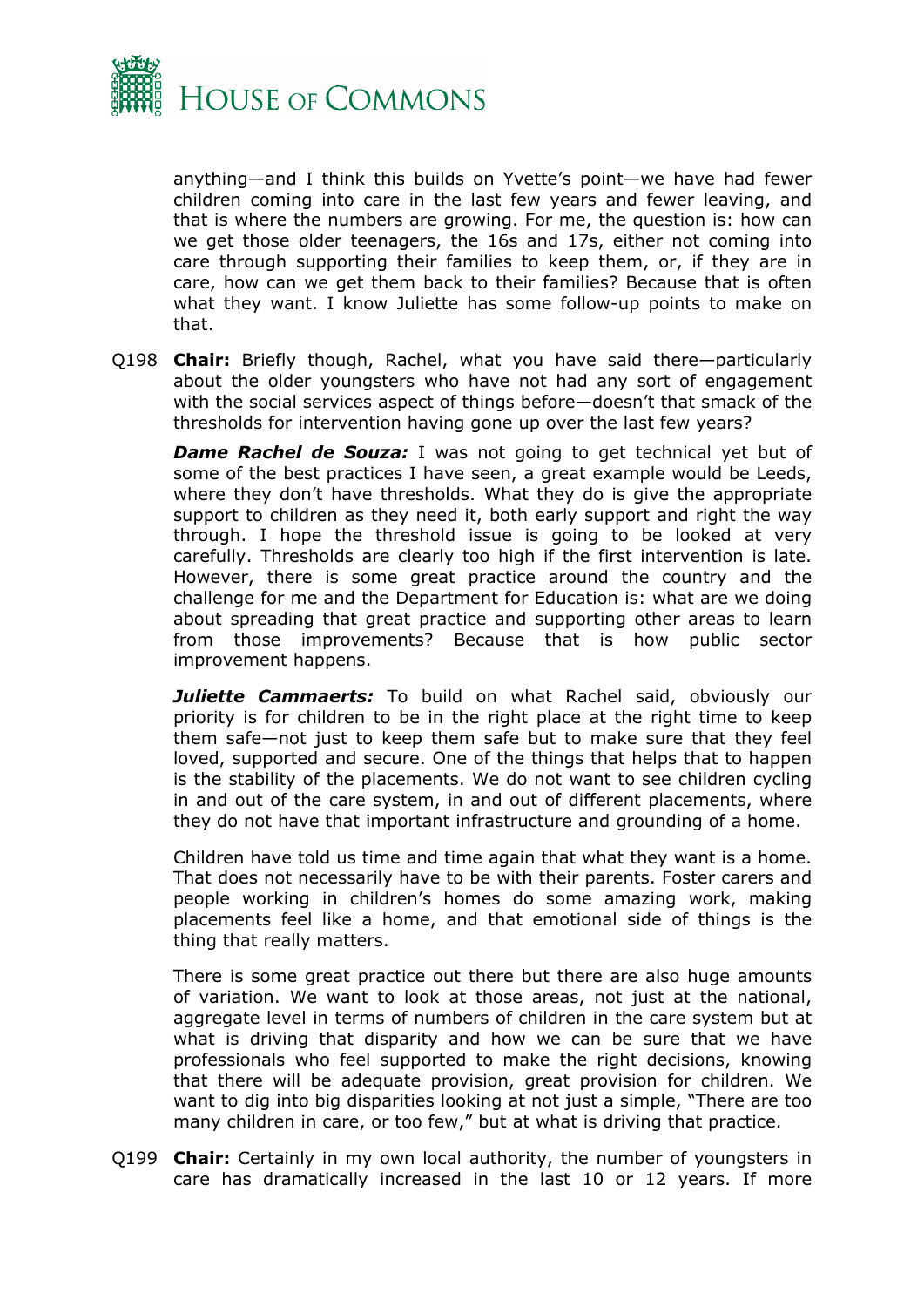anything—and I think this builds on Yvette's point—we have had fewer children coming into care in the last few years and fewer leaving, and that is where the numbers are growing. For me, the question is: how can we get those older teenagers, the 16s and 17s, either not coming into care through supporting their families to keep them, or, if they are in care, how can we get them back to their families? Because that is often what they want. I know Juliette has some follow-up points to make on that.

Q198 **Chair:** Briefly though, Rachel, what you have said there—particularly about the older youngsters who have not had any sort of engagement with the social services aspect of things before—doesn't that smack of the thresholds for intervention having gone up over the last few years?

***Dame Rachel de Souza:*** I was not going to get technical yet but of some of the best practices I have seen, a great example would be Leeds, where they don't have thresholds. What they do is give the appropriate support to children as they need it, both early support and right the way through. I hope the threshold issue is going to be looked at very carefully. Thresholds are clearly too high if the first intervention is late. However, there is some great practice around the country and the challenge for me and the Department for Education is: what are we doing about spreading that great practice and supporting other areas to learn from those improvements? Because that is how public sector improvement happens.

***Juliette Cammaerts:*** To build on what Rachel said, obviously our priority is for children to be in the right place at the right time to keep them safe—not just to keep them safe but to make sure that they feel loved, supported and secure. One of the things that helps that to happen is the stability of the placements. We do not want to see children cycling in and out of the care system, in and out of different placements, where they do not have that important infrastructure and grounding of a home.

Children have told us time and time again that what they want is a home. That does not necessarily have to be with their parents. Foster carers and people working in children's homes do some amazing work, making placements feel like a home, and that emotional side of things is the thing that really matters.

There is some great practice out there but there are also huge amounts of variation. We want to look at those areas, not just at the national, aggregate level in terms of numbers of children in the care system but at what is driving that disparity and how we can be sure that we have professionals who feel supported to make the right decisions, knowing that there will be adequate provision, great provision for children. We want to dig into big disparities looking at not just a simple, "There are too many children in care, or too few," but at what is driving that practice.

Q199 **Chair:** Certainly in my own local authority, the number of youngsters in care has dramatically increased in the last 10 or 12 years. If more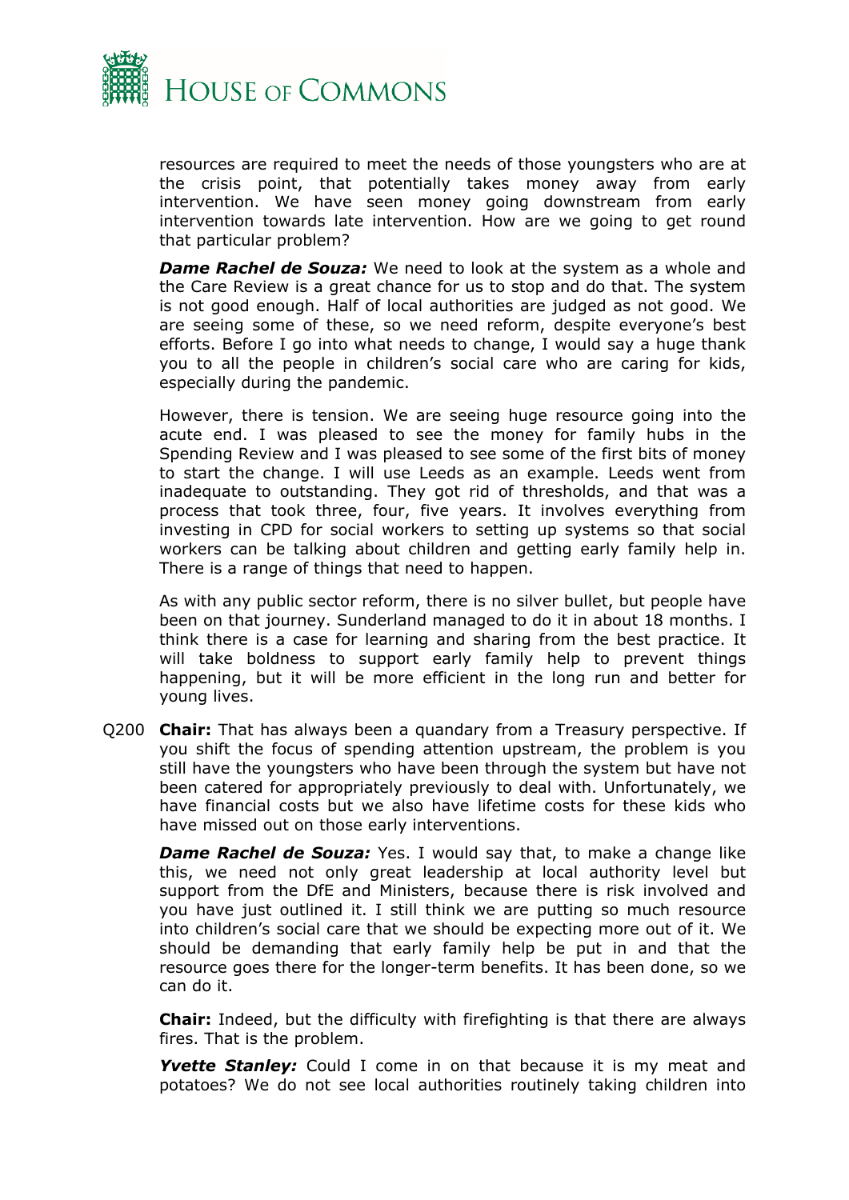resources are required to meet the needs of those youngsters who are at the crisis point, that potentially takes money away from early intervention. We have seen money going downstream from early intervention towards late intervention. How are we going to get round that particular problem?

***Dame Rachel de Souza:*** We need to look at the system as a whole and the Care Review is a great chance for us to stop and do that. The system is not good enough. Half of local authorities are judged as not good. We are seeing some of these, so we need reform, despite everyone's best efforts. Before I go into what needs to change, I would say a huge thank you to all the people in children's social care who are caring for kids, especially during the pandemic.

However, there is tension. We are seeing huge resource going into the acute end. I was pleased to see the money for family hubs in the Spending Review and I was pleased to see some of the first bits of money to start the change. I will use Leeds as an example. Leeds went from inadequate to outstanding. They got rid of thresholds, and that was a process that took three, four, five years. It involves everything from investing in CPD for social workers to setting up systems so that social workers can be talking about children and getting early family help in. There is a range of things that need to happen.

As with any public sector reform, there is no silver bullet, but people have been on that journey. Sunderland managed to do it in about 18 months. I think there is a case for learning and sharing from the best practice. It will take boldness to support early family help to prevent things happening, but it will be more efficient in the long run and better for young lives.

Q200 **Chair:** That has always been a quandary from a Treasury perspective. If you shift the focus of spending attention upstream, the problem is you still have the youngsters who have been through the system but have not been catered for appropriately previously to deal with. Unfortunately, we have financial costs but we also have lifetime costs for these kids who have missed out on those early interventions.

***Dame Rachel de Souza:*** Yes. I would say that, to make a change like this, we need not only great leadership at local authority level but support from the DfE and Ministers, because there is risk involved and you have just outlined it. I still think we are putting so much resource into children's social care that we should be expecting more out of it. We should be demanding that early family help be put in and that the resource goes there for the longer-term benefits. It has been done, so we can do it.

**Chair:** Indeed, but the difficulty with firefighting is that there are always fires. That is the problem.

***Yvette Stanley:*** Could I come in on that because it is my meat and potatoes? We do not see local authorities routinely taking children into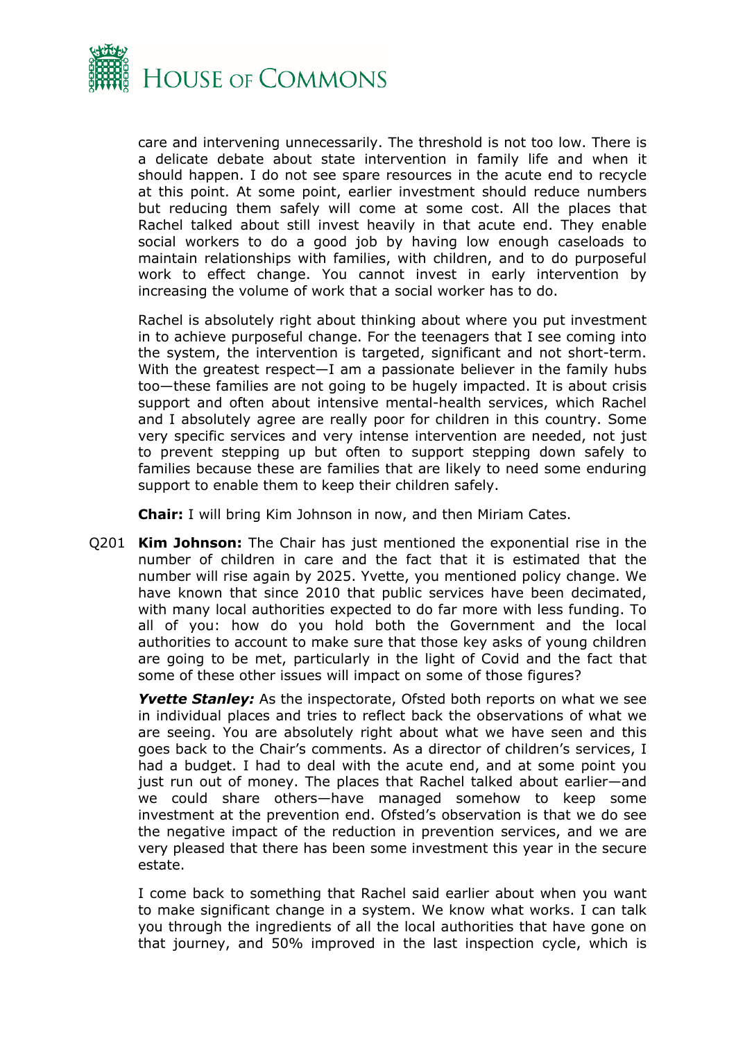care and intervening unnecessarily. The threshold is not too low. There is a delicate debate about state intervention in family life and when it should happen. I do not see spare resources in the acute end to recycle at this point. At some point, earlier investment should reduce numbers but reducing them safely will come at some cost. All the places that Rachel talked about still invest heavily in that acute end. They enable social workers to do a good job by having low enough caseloads to maintain relationships with families, with children, and to do purposeful work to effect change. You cannot invest in early intervention by increasing the volume of work that a social worker has to do.

Rachel is absolutely right about thinking about where you put investment in to achieve purposeful change. For the teenagers that I see coming into the system, the intervention is targeted, significant and not short-term. With the greatest respect—I am a passionate believer in the family hubs too—these families are not going to be hugely impacted. It is about crisis support and often about intensive mental-health services, which Rachel and I absolutely agree are really poor for children in this country. Some very specific services and very intense intervention are needed, not just to prevent stepping up but often to support stepping down safely to families because these are families that are likely to need some enduring support to enable them to keep their children safely.

**Chair:** I will bring Kim Johnson in now, and then Miriam Cates.

Q201 **Kim Johnson:** The Chair has just mentioned the exponential rise in the number of children in care and the fact that it is estimated that the number will rise again by 2025. Yvette, you mentioned policy change. We have known that since 2010 that public services have been decimated, with many local authorities expected to do far more with less funding. To all of you: how do you hold both the Government and the local authorities to account to make sure that those key asks of young children are going to be met, particularly in the light of Covid and the fact that some of these other issues will impact on some of those figures?

***Yvette Stanley:*** As the inspectorate, Ofsted both reports on what we see in individual places and tries to reflect back the observations of what we are seeing. You are absolutely right about what we have seen and this goes back to the Chair's comments. As a director of children's services, I had a budget. I had to deal with the acute end, and at some point you just run out of money. The places that Rachel talked about earlier—and we could share others—have managed somehow to keep some investment at the prevention end. Ofsted's observation is that we do see the negative impact of the reduction in prevention services, and we are very pleased that there has been some investment this year in the secure estate.

I come back to something that Rachel said earlier about when you want to make significant change in a system. We know what works. I can talk you through the ingredients of all the local authorities that have gone on that journey, and 50% improved in the last inspection cycle, which is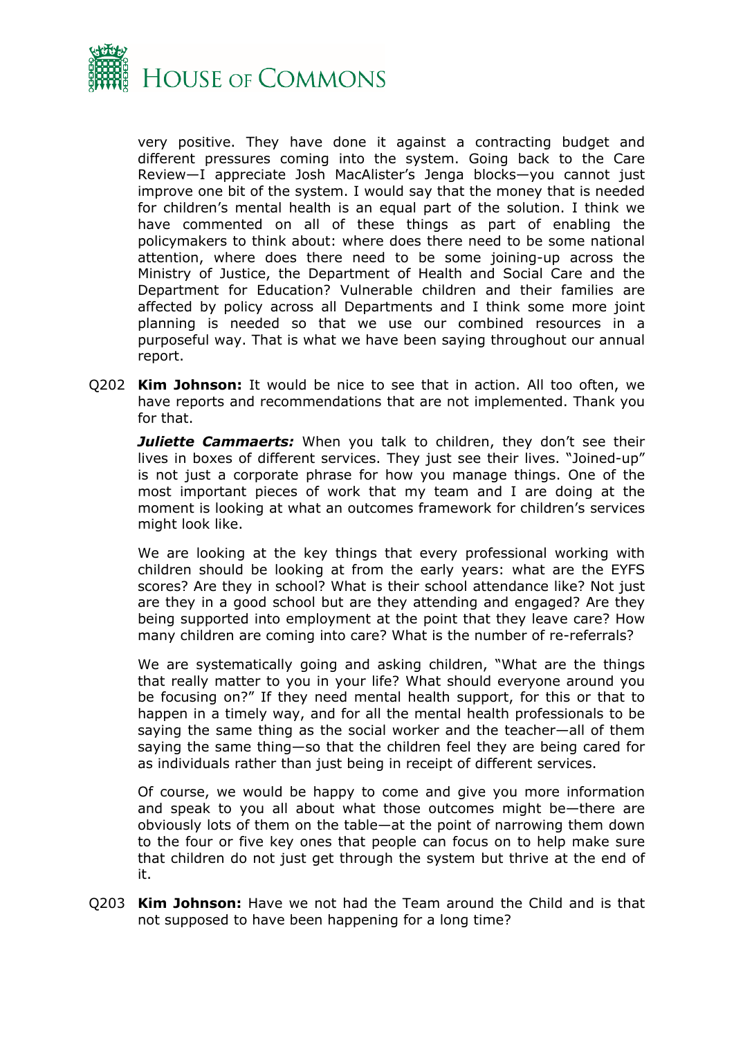very positive. They have done it against a contracting budget and different pressures coming into the system. Going back to the Care Review—I appreciate Josh MacAlister's Jenga blocks—you cannot just improve one bit of the system. I would say that the money that is needed for children's mental health is an equal part of the solution. I think we have commented on all of these things as part of enabling the policymakers to think about: where does there need to be some national attention, where does there need to be some joining-up across the Ministry of Justice, the Department of Health and Social Care and the Department for Education? Vulnerable children and their families are affected by policy across all Departments and I think some more joint planning is needed so that we use our combined resources in a purposeful way. That is what we have been saying throughout our annual report.

Q202 **Kim Johnson:** It would be nice to see that in action. All too often, we have reports and recommendations that are not implemented. Thank you for that.

***Juliette Cammaerts:*** When you talk to children, they don't see their lives in boxes of different services. They just see their lives. "Joined-up" is not just a corporate phrase for how you manage things. One of the most important pieces of work that my team and I are doing at the moment is looking at what an outcomes framework for children's services might look like.

We are looking at the key things that every professional working with children should be looking at from the early years: what are the EYFS scores? Are they in school? What is their school attendance like? Not just are they in a good school but are they attending and engaged? Are they being supported into employment at the point that they leave care? How many children are coming into care? What is the number of re-referrals?

We are systematically going and asking children, "What are the things that really matter to you in your life? What should everyone around you be focusing on?" If they need mental health support, for this or that to happen in a timely way, and for all the mental health professionals to be saying the same thing as the social worker and the teacher—all of them saying the same thing—so that the children feel they are being cared for as individuals rather than just being in receipt of different services.

Of course, we would be happy to come and give you more information and speak to you all about what those outcomes might be—there are obviously lots of them on the table—at the point of narrowing them down to the four or five key ones that people can focus on to help make sure that children do not just get through the system but thrive at the end of it.

Q203 **Kim Johnson:** Have we not had the Team around the Child and is that not supposed to have been happening for a long time?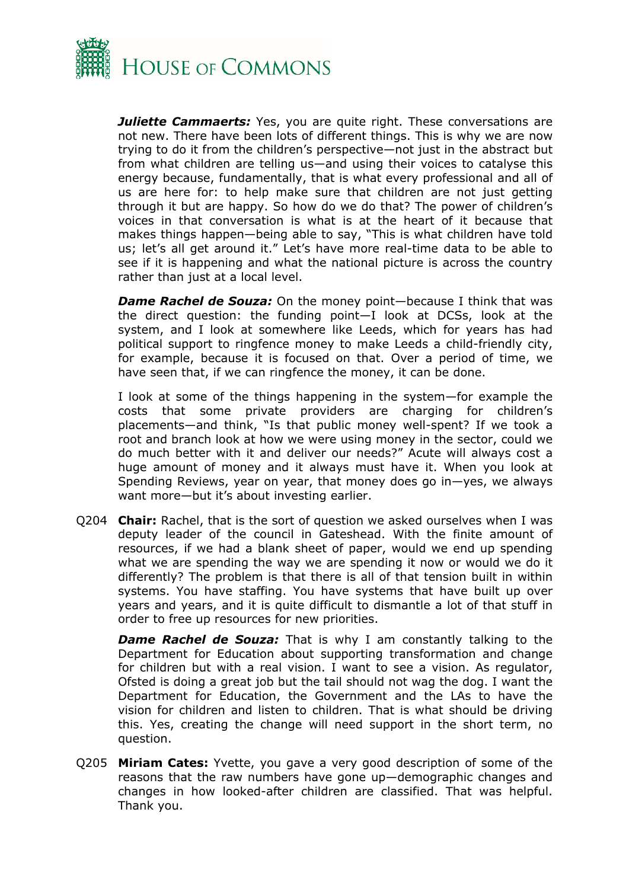***Juliette Cammaerts:*** Yes, you are quite right. These conversations are not new. There have been lots of different things. This is why we are now trying to do it from the children's perspective—not just in the abstract but from what children are telling us—and using their voices to catalyse this energy because, fundamentally, that is what every professional and all of us are here for: to help make sure that children are not just getting through it but are happy. So how do we do that? The power of children's voices in that conversation is what is at the heart of it because that makes things happen—being able to say, "This is what children have told us; let's all get around it." Let's have more real-time data to be able to see if it is happening and what the national picture is across the country rather than just at a local level.

***Dame Rachel de Souza:*** On the money point—because I think that was the direct question: the funding point—I look at DCSs, look at the system, and I look at somewhere like Leeds, which for years has had political support to ringfence money to make Leeds a child-friendly city, for example, because it is focused on that. Over a period of time, we have seen that, if we can ringfence the money, it can be done.

I look at some of the things happening in the system—for example the costs that some private providers are charging for children's placements—and think, "Is that public money well-spent? If we took a root and branch look at how we were using money in the sector, could we do much better with it and deliver our needs?" Acute will always cost a huge amount of money and it always must have it. When you look at Spending Reviews, year on year, that money does go in—yes, we always want more—but it's about investing earlier.

Q204 **Chair:** Rachel, that is the sort of question we asked ourselves when I was deputy leader of the council in Gateshead. With the finite amount of resources, if we had a blank sheet of paper, would we end up spending what we are spending the way we are spending it now or would we do it differently? The problem is that there is all of that tension built in within systems. You have staffing. You have systems that have built up over years and years, and it is quite difficult to dismantle a lot of that stuff in order to free up resources for new priorities.

***Dame Rachel de Souza:*** That is why I am constantly talking to the Department for Education about supporting transformation and change for children but with a real vision. I want to see a vision. As regulator, Ofsted is doing a great job but the tail should not wag the dog. I want the Department for Education, the Government and the LAs to have the vision for children and listen to children. That is what should be driving this. Yes, creating the change will need support in the short term, no question.

Q205 **Miriam Cates:** Yvette, you gave a very good description of some of the reasons that the raw numbers have gone up—demographic changes and changes in how looked-after children are classified. That was helpful. Thank you.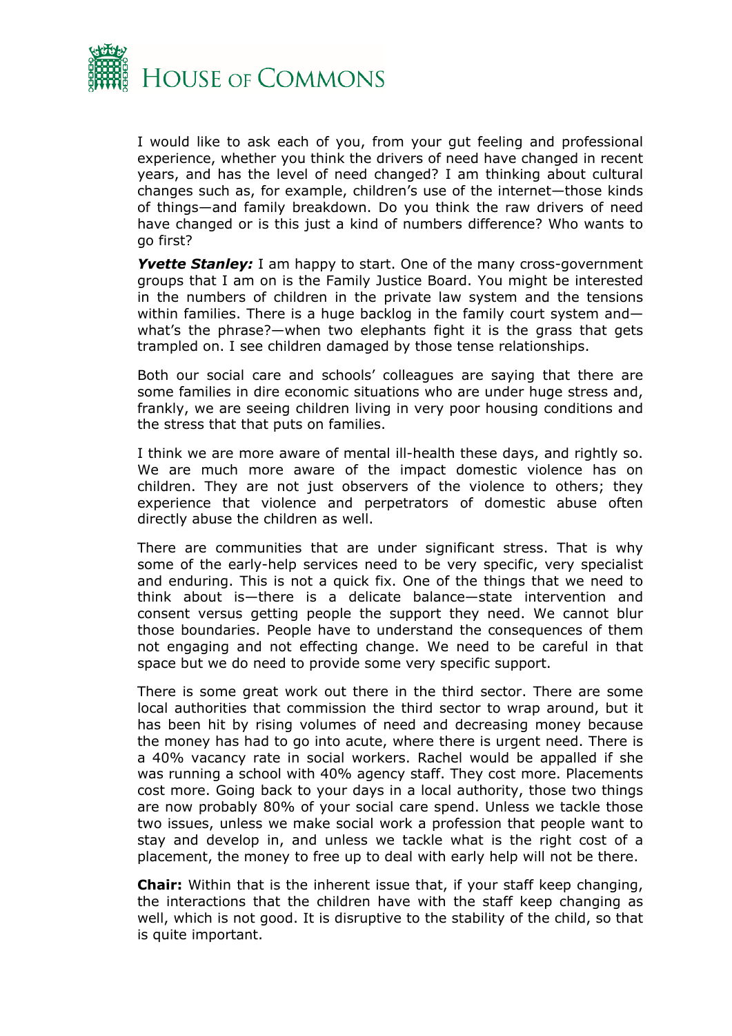I would like to ask each of you, from your gut feeling and professional experience, whether you think the drivers of need have changed in recent years, and has the level of need changed? I am thinking about cultural changes such as, for example, children's use of the internet—those kinds of things—and family breakdown. Do you think the raw drivers of need have changed or is this just a kind of numbers difference? Who wants to go first?

***Yvette Stanley:*** I am happy to start. One of the many cross-government groups that I am on is the Family Justice Board. You might be interested in the numbers of children in the private law system and the tensions within families. There is a huge backlog in the family court system and—what's the phrase?—when two elephants fight it is the grass that gets trampled on. I see children damaged by those tense relationships.

Both our social care and schools' colleagues are saying that there are some families in dire economic situations who are under huge stress and, frankly, we are seeing children living in very poor housing conditions and the stress that that puts on families.

I think we are more aware of mental ill-health these days, and rightly so. We are much more aware of the impact domestic violence has on children. They are not just observers of the violence to others; they experience that violence and perpetrators of domestic abuse often directly abuse the children as well.

There are communities that are under significant stress. That is why some of the early-help services need to be very specific, very specialist and enduring. This is not a quick fix. One of the things that we need to think about is—there is a delicate balance—state intervention and consent versus getting people the support they need. We cannot blur those boundaries. People have to understand the consequences of them not engaging and not effecting change. We need to be careful in that space but we do need to provide some very specific support.

There is some great work out there in the third sector. There are some local authorities that commission the third sector to wrap around, but it has been hit by rising volumes of need and decreasing money because the money has had to go into acute, where there is urgent need. There is a 40% vacancy rate in social workers. Rachel would be appalled if she was running a school with 40% agency staff. They cost more. Placements cost more. Going back to your days in a local authority, those two things are now probably 80% of your social care spend. Unless we tackle those two issues, unless we make social work a profession that people want to stay and develop in, and unless we tackle what is the right cost of a placement, the money to free up to deal with early help will not be there.

**Chair:** Within that is the inherent issue that, if your staff keep changing, the interactions that the children have with the staff keep changing as well, which is not good. It is disruptive to the stability of the child, so that is quite important.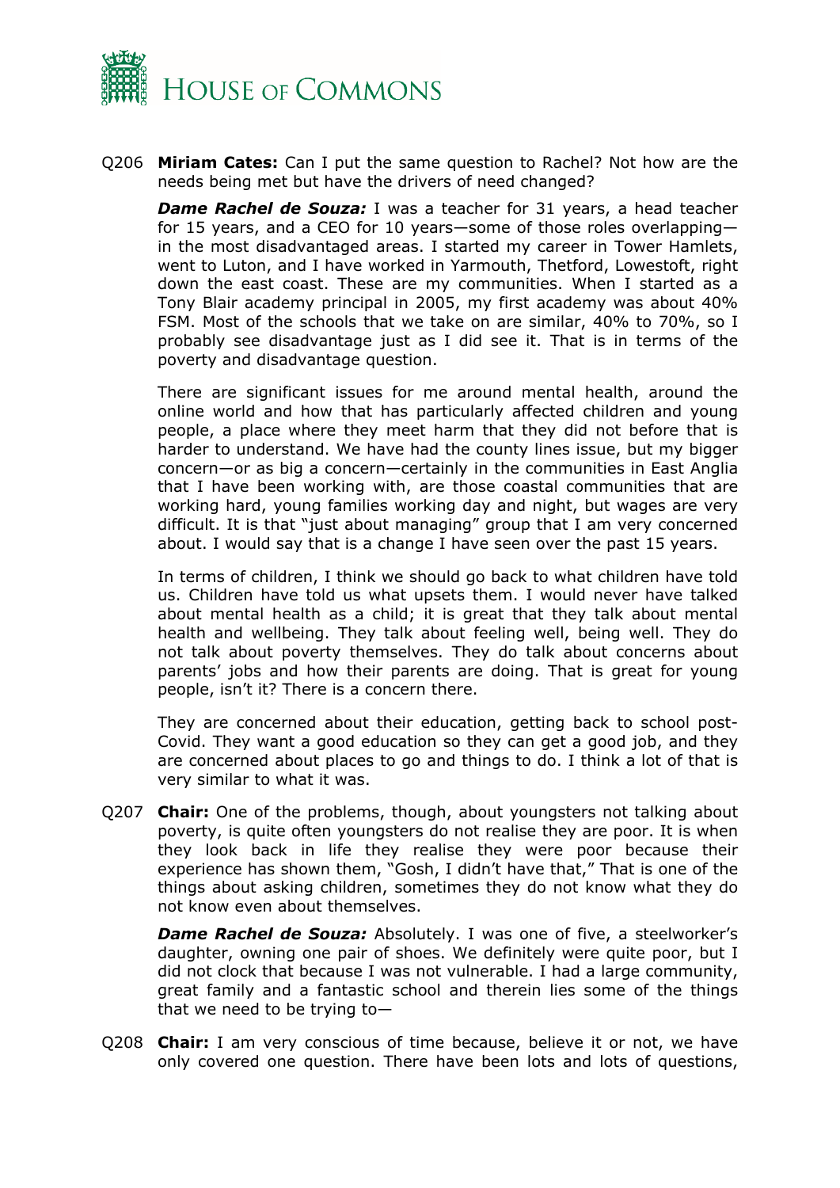Q206 **Miriam Cates:** Can I put the same question to Rachel? Not how are the needs being met but have the drivers of need changed?

***Dame Rachel de Souza:*** I was a teacher for 31 years, a head teacher for 15 years, and a CEO for 10 years—some of those roles overlapping—in the most disadvantaged areas. I started my career in Tower Hamlets, went to Luton, and I have worked in Yarmouth, Thetford, Lowestoft, right down the east coast. These are my communities. When I started as a Tony Blair academy principal in 2005, my first academy was about 40% FSM. Most of the schools that we take on are similar, 40% to 70%, so I probably see disadvantage just as I did see it. That is in terms of the poverty and disadvantage question.

There are significant issues for me around mental health, around the online world and how that has particularly affected children and young people, a place where they meet harm that they did not before that is harder to understand. We have had the county lines issue, but my bigger concern—or as big a concern—certainly in the communities in East Anglia that I have been working with, are those coastal communities that are working hard, young families working day and night, but wages are very difficult. It is that "just about managing" group that I am very concerned about. I would say that is a change I have seen over the past 15 years.

In terms of children, I think we should go back to what children have told us. Children have told us what upsets them. I would never have talked about mental health as a child; it is great that they talk about mental health and wellbeing. They talk about feeling well, being well. They do not talk about poverty themselves. They do talk about concerns about parents' jobs and how their parents are doing. That is great for young people, isn't it? There is a concern there.

They are concerned about their education, getting back to school post-Covid. They want a good education so they can get a good job, and they are concerned about places to go and things to do. I think a lot of that is very similar to what it was.

Q207 **Chair:** One of the problems, though, about youngsters not talking about poverty, is quite often youngsters do not realise they are poor. It is when they look back in life they realise they were poor because their experience has shown them, "Gosh, I didn't have that," That is one of the things about asking children, sometimes they do not know what they do not know even about themselves.

***Dame Rachel de Souza:*** Absolutely. I was one of five, a steelworker's daughter, owning one pair of shoes. We definitely were quite poor, but I did not clock that because I was not vulnerable. I had a large community, great family and a fantastic school and therein lies some of the things that we need to be trying to—

Q208 **Chair:** I am very conscious of time because, believe it or not, we have only covered one question. There have been lots and lots of questions,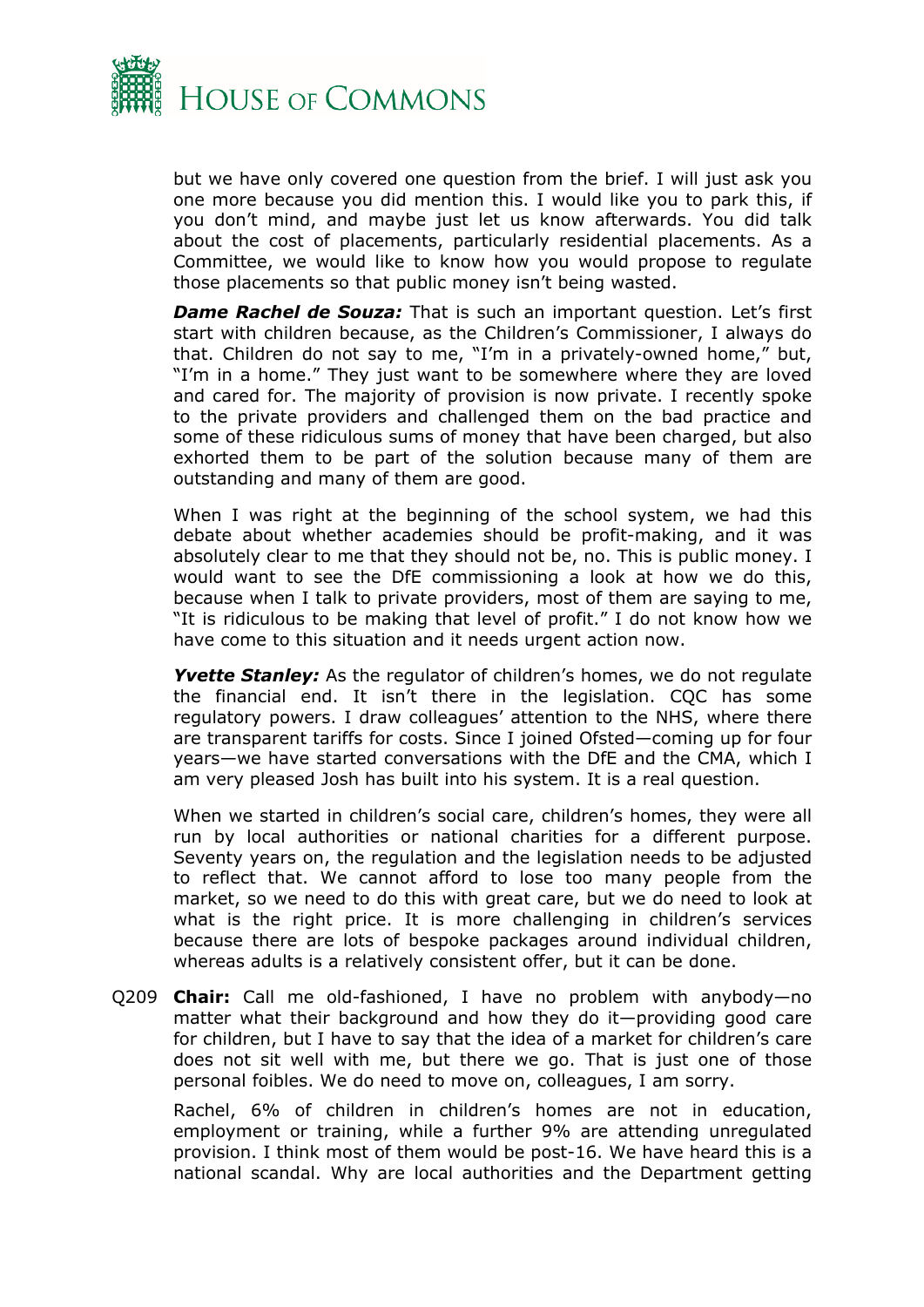but we have only covered one question from the brief. I will just ask you one more because you did mention this. I would like you to park this, if you don't mind, and maybe just let us know afterwards. You did talk about the cost of placements, particularly residential placements. As a Committee, we would like to know how you would propose to regulate those placements so that public money isn't being wasted.

***Dame Rachel de Souza:*** That is such an important question. Let's first start with children because, as the Children's Commissioner, I always do that. Children do not say to me, "I'm in a privately-owned home," but, "I'm in a home." They just want to be somewhere where they are loved and cared for. The majority of provision is now private. I recently spoke to the private providers and challenged them on the bad practice and some of these ridiculous sums of money that have been charged, but also exhorted them to be part of the solution because many of them are outstanding and many of them are good.

When I was right at the beginning of the school system, we had this debate about whether academies should be profit-making, and it was absolutely clear to me that they should not be, no. This is public money. I would want to see the DfE commissioning a look at how we do this, because when I talk to private providers, most of them are saying to me, "It is ridiculous to be making that level of profit." I do not know how we have come to this situation and it needs urgent action now.

***Yvette Stanley:*** As the regulator of children's homes, we do not regulate the financial end. It isn't there in the legislation. CQC has some regulatory powers. I draw colleagues' attention to the NHS, where there are transparent tariffs for costs. Since I joined Ofsted—coming up for four years—we have started conversations with the DfE and the CMA, which I am very pleased Josh has built into his system. It is a real question.

When we started in children's social care, children's homes, they were all run by local authorities or national charities for a different purpose. Seventy years on, the regulation and the legislation needs to be adjusted to reflect that. We cannot afford to lose too many people from the market, so we need to do this with great care, but we do need to look at what is the right price. It is more challenging in children's services because there are lots of bespoke packages around individual children, whereas adults is a relatively consistent offer, but it can be done.

Q209 **Chair:** Call me old-fashioned, I have no problem with anybody—no matter what their background and how they do it—providing good care for children, but I have to say that the idea of a market for children's care does not sit well with me, but there we go. That is just one of those personal foibles. We do need to move on, colleagues, I am sorry.

Rachel, 6% of children in children's homes are not in education, employment or training, while a further 9% are attending unregulated provision. I think most of them would be post-16. We have heard this is a national scandal. Why are local authorities and the Department getting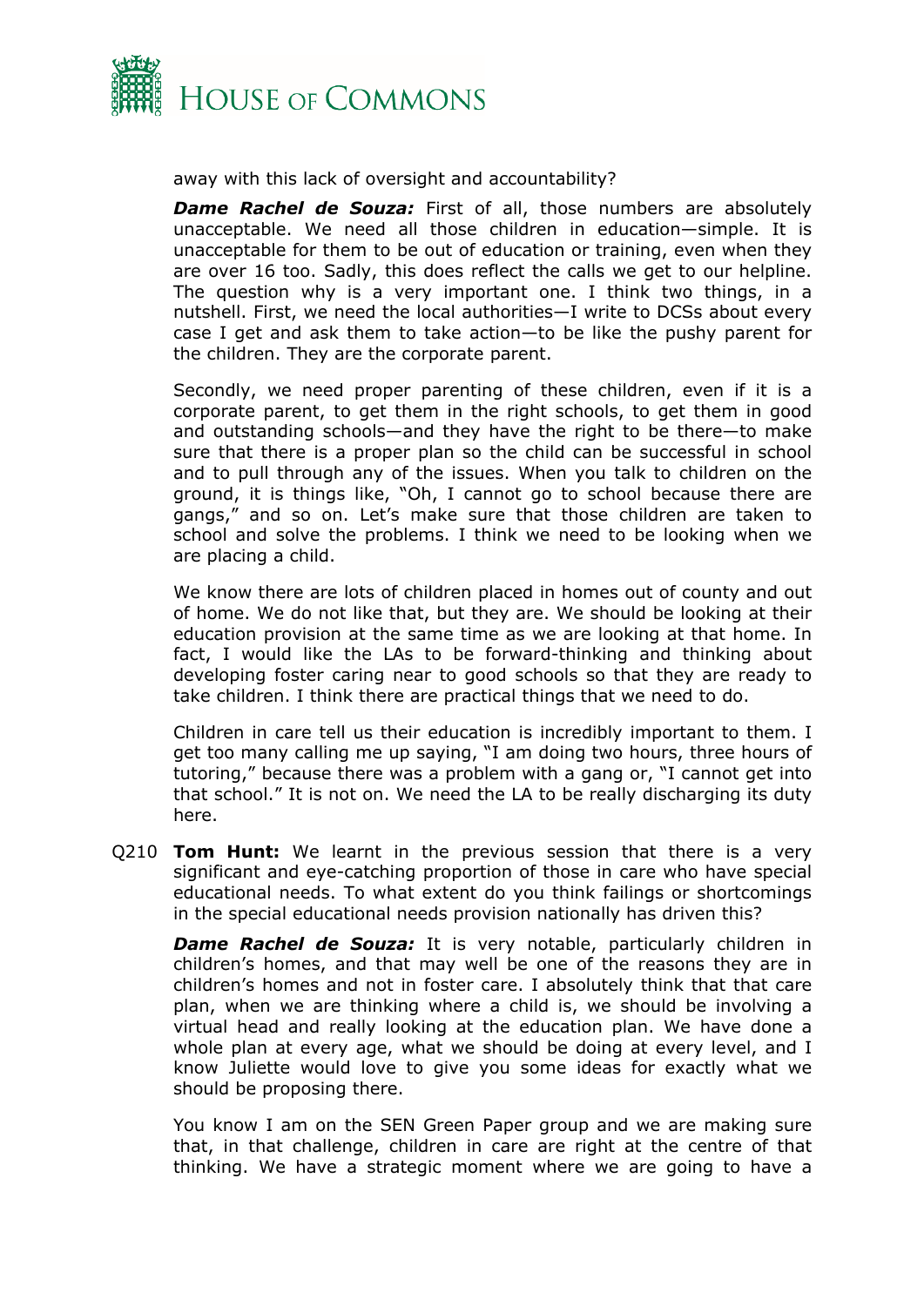away with this lack of oversight and accountability?

***Dame Rachel de Souza:*** First of all, those numbers are absolutely unacceptable. We need all those children in education—simple. It is unacceptable for them to be out of education or training, even when they are over 16 too. Sadly, this does reflect the calls we get to our helpline. The question why is a very important one. I think two things, in a nutshell. First, we need the local authorities—I write to DCSs about every case I get and ask them to take action—to be like the pushy parent for the children. They are the corporate parent.

Secondly, we need proper parenting of these children, even if it is a corporate parent, to get them in the right schools, to get them in good and outstanding schools—and they have the right to be there—to make sure that there is a proper plan so the child can be successful in school and to pull through any of the issues. When you talk to children on the ground, it is things like, "Oh, I cannot go to school because there are gangs," and so on. Let's make sure that those children are taken to school and solve the problems. I think we need to be looking when we are placing a child.

We know there are lots of children placed in homes out of county and out of home. We do not like that, but they are. We should be looking at their education provision at the same time as we are looking at that home. In fact, I would like the LAs to be forward-thinking and thinking about developing foster caring near to good schools so that they are ready to take children. I think there are practical things that we need to do.

Children in care tell us their education is incredibly important to them. I get too many calling me up saying, "I am doing two hours, three hours of tutoring," because there was a problem with a gang or, "I cannot get into that school." It is not on. We need the LA to be really discharging its duty here.

Q210 **Tom Hunt:** We learnt in the previous session that there is a very significant and eye-catching proportion of those in care who have special educational needs. To what extent do you think failings or shortcomings in the special educational needs provision nationally has driven this?

***Dame Rachel de Souza:*** It is very notable, particularly children in children's homes, and that may well be one of the reasons they are in children's homes and not in foster care. I absolutely think that that care plan, when we are thinking where a child is, we should be involving a virtual head and really looking at the education plan. We have done a whole plan at every age, what we should be doing at every level, and I know Juliette would love to give you some ideas for exactly what we should be proposing there.

You know I am on the SEN Green Paper group and we are making sure that, in that challenge, children in care are right at the centre of that thinking. We have a strategic moment where we are going to have a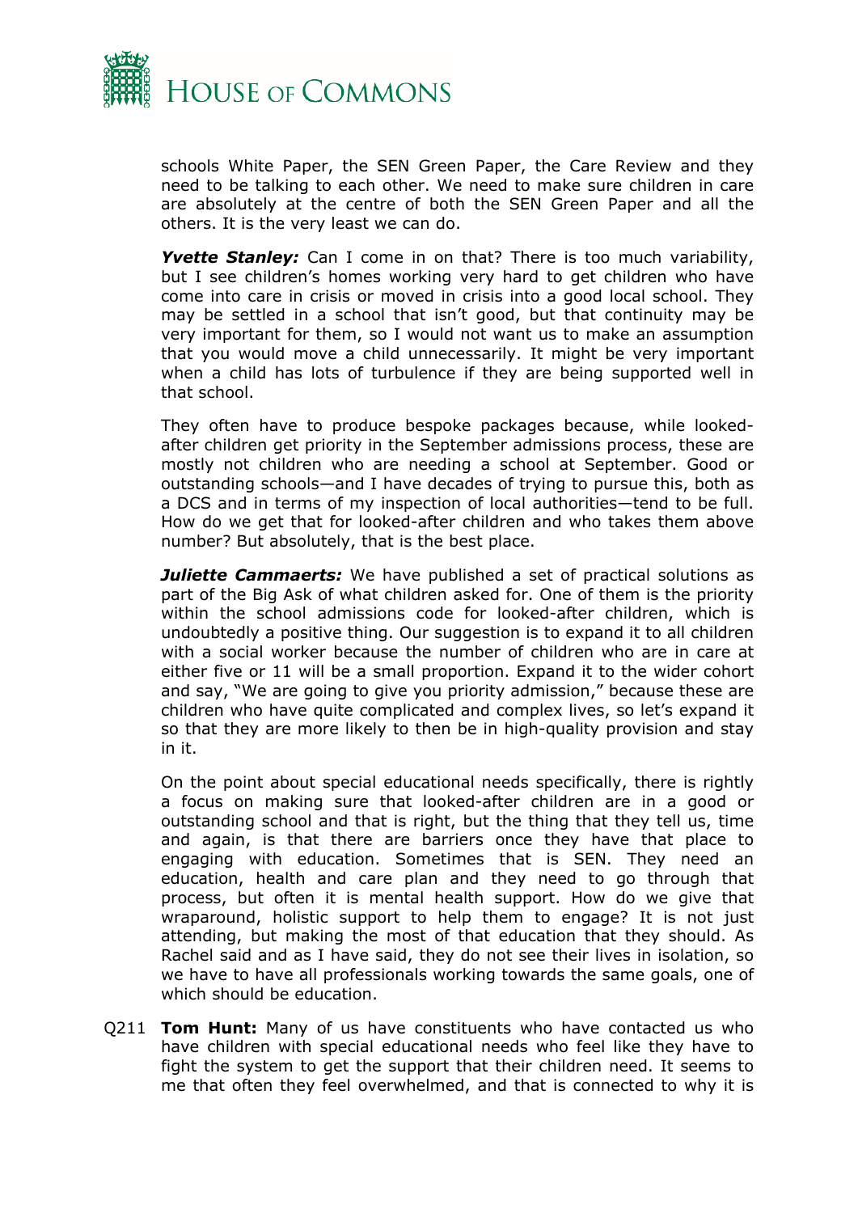schools White Paper, the SEN Green Paper, the Care Review and they need to be talking to each other. We need to make sure children in care are absolutely at the centre of both the SEN Green Paper and all the others. It is the very least we can do.

***Yvette Stanley:*** Can I come in on that? There is too much variability, but I see children's homes working very hard to get children who have come into care in crisis or moved in crisis into a good local school. They may be settled in a school that isn't good, but that continuity may be very important for them, so I would not want us to make an assumption that you would move a child unnecessarily. It might be very important when a child has lots of turbulence if they are being supported well in that school.

They often have to produce bespoke packages because, while looked-after children get priority in the September admissions process, these are mostly not children who are needing a school at September. Good or outstanding schools—and I have decades of trying to pursue this, both as a DCS and in terms of my inspection of local authorities—tend to be full. How do we get that for looked-after children and who takes them above number? But absolutely, that is the best place.

***Juliette Cammaerts:*** We have published a set of practical solutions as part of the Big Ask of what children asked for. One of them is the priority within the school admissions code for looked-after children, which is undoubtedly a positive thing. Our suggestion is to expand it to all children with a social worker because the number of children who are in care at either five or 11 will be a small proportion. Expand it to the wider cohort and say, "We are going to give you priority admission," because these are children who have quite complicated and complex lives, so let's expand it so that they are more likely to then be in high-quality provision and stay in it.

On the point about special educational needs specifically, there is rightly a focus on making sure that looked-after children are in a good or outstanding school and that is right, but the thing that they tell us, time and again, is that there are barriers once they have that place to engaging with education. Sometimes that is SEN. They need an education, health and care plan and they need to go through that process, but often it is mental health support. How do we give that wraparound, holistic support to help them to engage? It is not just attending, but making the most of that education that they should. As Rachel said and as I have said, they do not see their lives in isolation, so we have to have all professionals working towards the same goals, one of which should be education.

Q211 **Tom Hunt:** Many of us have constituents who have contacted us who have children with special educational needs who feel like they have to fight the system to get the support that their children need. It seems to me that often they feel overwhelmed, and that is connected to why it is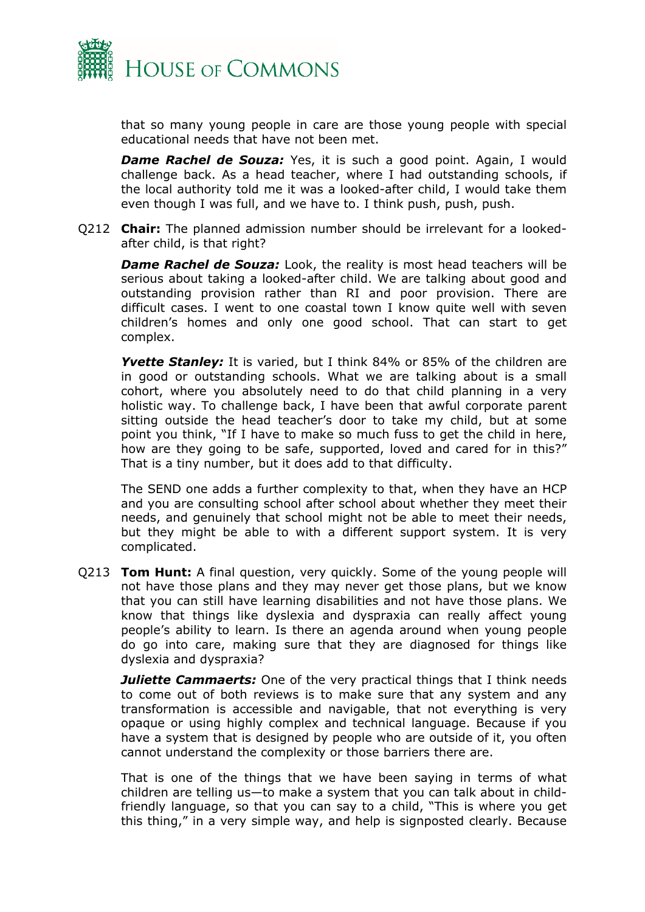that so many young people in care are those young people with special educational needs that have not been met.

***Dame Rachel de Souza:*** Yes, it is such a good point. Again, I would challenge back. As a head teacher, where I had outstanding schools, if the local authority told me it was a looked-after child, I would take them even though I was full, and we have to. I think push, push, push.

Q212 **Chair:** The planned admission number should be irrelevant for a looked-after child, is that right?

***Dame Rachel de Souza:*** Look, the reality is most head teachers will be serious about taking a looked-after child. We are talking about good and outstanding provision rather than RI and poor provision. There are difficult cases. I went to one coastal town I know quite well with seven children's homes and only one good school. That can start to get complex.

***Yvette Stanley:*** It is varied, but I think 84% or 85% of the children are in good or outstanding schools. What we are talking about is a small cohort, where you absolutely need to do that child planning in a very holistic way. To challenge back, I have been that awful corporate parent sitting outside the head teacher's door to take my child, but at some point you think, "If I have to make so much fuss to get the child in here, how are they going to be safe, supported, loved and cared for in this?" That is a tiny number, but it does add to that difficulty.

The SEND one adds a further complexity to that, when they have an HCP and you are consulting school after school about whether they meet their needs, and genuinely that school might not be able to meet their needs, but they might be able to with a different support system. It is very complicated.

Q213 **Tom Hunt:** A final question, very quickly. Some of the young people will not have those plans and they may never get those plans, but we know that you can still have learning disabilities and not have those plans. We know that things like dyslexia and dyspraxia can really affect young people's ability to learn. Is there an agenda around when young people do go into care, making sure that they are diagnosed for things like dyslexia and dyspraxia?

***Juliette Cammaerts:*** One of the very practical things that I think needs to come out of both reviews is to make sure that any system and any transformation is accessible and navigable, that not everything is very opaque or using highly complex and technical language. Because if you have a system that is designed by people who are outside of it, you often cannot understand the complexity or those barriers there are.

That is one of the things that we have been saying in terms of what children are telling us—to make a system that you can talk about in child-friendly language, so that you can say to a child, "This is where you get this thing," in a very simple way, and help is signposted clearly. Because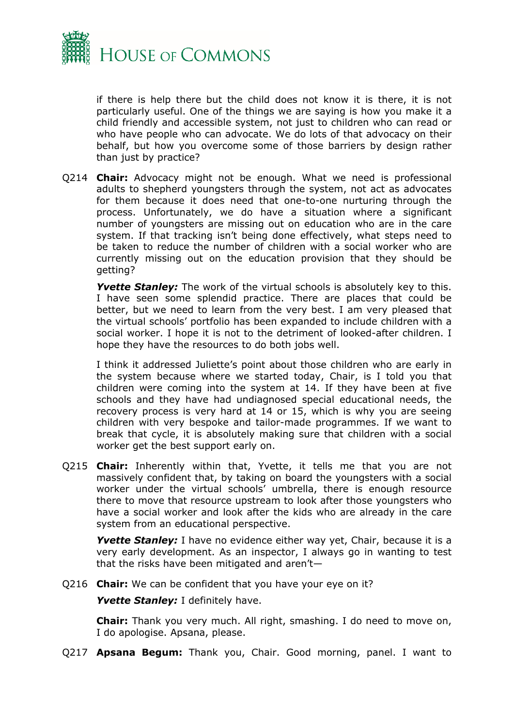if there is help there but the child does not know it is there, it is not particularly useful. One of the things we are saying is how you make it a child friendly and accessible system, not just to children who can read or who have people who can advocate. We do lots of that advocacy on their behalf, but how you overcome some of those barriers by design rather than just by practice?

Q214 **Chair:** Advocacy might not be enough. What we need is professional adults to shepherd youngsters through the system, not act as advocates for them because it does need that one-to-one nurturing through the process. Unfortunately, we do have a situation where a significant number of youngsters are missing out on education who are in the care system. If that tracking isn't being done effectively, what steps need to be taken to reduce the number of children with a social worker who are currently missing out on the education provision that they should be getting?

***Yvette Stanley:*** The work of the virtual schools is absolutely key to this. I have seen some splendid practice. There are places that could be better, but we need to learn from the very best. I am very pleased that the virtual schools' portfolio has been expanded to include children with a social worker. I hope it is not to the detriment of looked-after children. I hope they have the resources to do both jobs well.

I think it addressed Juliette's point about those children who are early in the system because where we started today, Chair, is I told you that children were coming into the system at 14. If they have been at five schools and they have had undiagnosed special educational needs, the recovery process is very hard at 14 or 15, which is why you are seeing children with very bespoke and tailor-made programmes. If we want to break that cycle, it is absolutely making sure that children with a social worker get the best support early on.

Q215 **Chair:** Inherently within that, Yvette, it tells me that you are not massively confident that, by taking on board the youngsters with a social worker under the virtual schools' umbrella, there is enough resource there to move that resource upstream to look after those youngsters who have a social worker and look after the kids who are already in the care system from an educational perspective.

***Yvette Stanley:*** I have no evidence either way yet, Chair, because it is a very early development. As an inspector, I always go in wanting to test that the risks have been mitigated and aren't—

Q216 **Chair:** We can be confident that you have your eye on it?

***Yvette Stanley:*** I definitely have.

**Chair:** Thank you very much. All right, smashing. I do need to move on, I do apologise. Apsana, please.

Q217 **Apsana Begum:** Thank you, Chair. Good morning, panel. I want to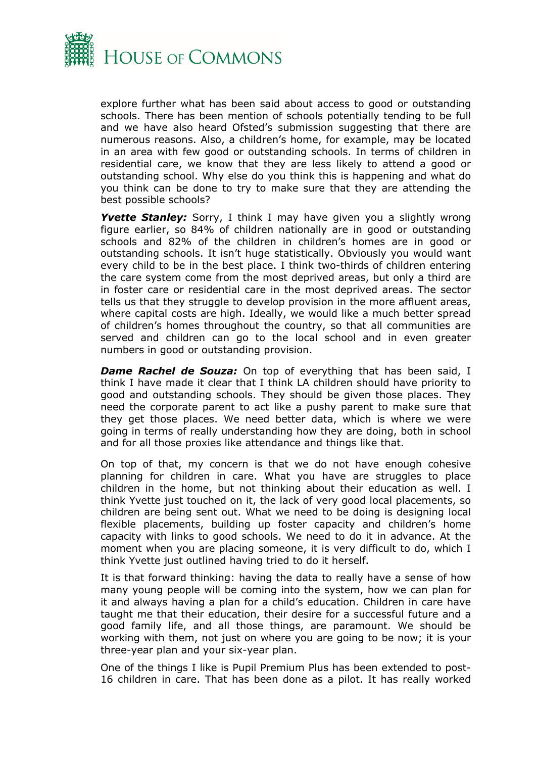explore further what has been said about access to good or outstanding schools. There has been mention of schools potentially tending to be full and we have also heard Ofsted's submission suggesting that there are numerous reasons. Also, a children's home, for example, may be located in an area with few good or outstanding schools. In terms of children in residential care, we know that they are less likely to attend a good or outstanding school. Why else do you think this is happening and what do you think can be done to try to make sure that they are attending the best possible schools?

***Yvette Stanley:*** Sorry, I think I may have given you a slightly wrong figure earlier, so 84% of children nationally are in good or outstanding schools and 82% of the children in children's homes are in good or outstanding schools. It isn't huge statistically. Obviously you would want every child to be in the best place. I think two-thirds of children entering the care system come from the most deprived areas, but only a third are in foster care or residential care in the most deprived areas. The sector tells us that they struggle to develop provision in the more affluent areas, where capital costs are high. Ideally, we would like a much better spread of children's homes throughout the country, so that all communities are served and children can go to the local school and in even greater numbers in good or outstanding provision.

***Dame Rachel de Souza:*** On top of everything that has been said, I think I have made it clear that I think LA children should have priority to good and outstanding schools. They should be given those places. They need the corporate parent to act like a pushy parent to make sure that they get those places. We need better data, which is where we were going in terms of really understanding how they are doing, both in school and for all those proxies like attendance and things like that.

On top of that, my concern is that we do not have enough cohesive planning for children in care. What you have are struggles to place children in the home, but not thinking about their education as well. I think Yvette just touched on it, the lack of very good local placements, so children are being sent out. What we need to be doing is designing local flexible placements, building up foster capacity and children's home capacity with links to good schools. We need to do it in advance. At the moment when you are placing someone, it is very difficult to do, which I think Yvette just outlined having tried to do it herself.

It is that forward thinking: having the data to really have a sense of how many young people will be coming into the system, how we can plan for it and always having a plan for a child's education. Children in care have taught me that their education, their desire for a successful future and a good family life, and all those things, are paramount. We should be working with them, not just on where you are going to be now; it is your three-year plan and your six-year plan.

One of the things I like is Pupil Premium Plus has been extended to post-16 children in care. That has been done as a pilot. It has really worked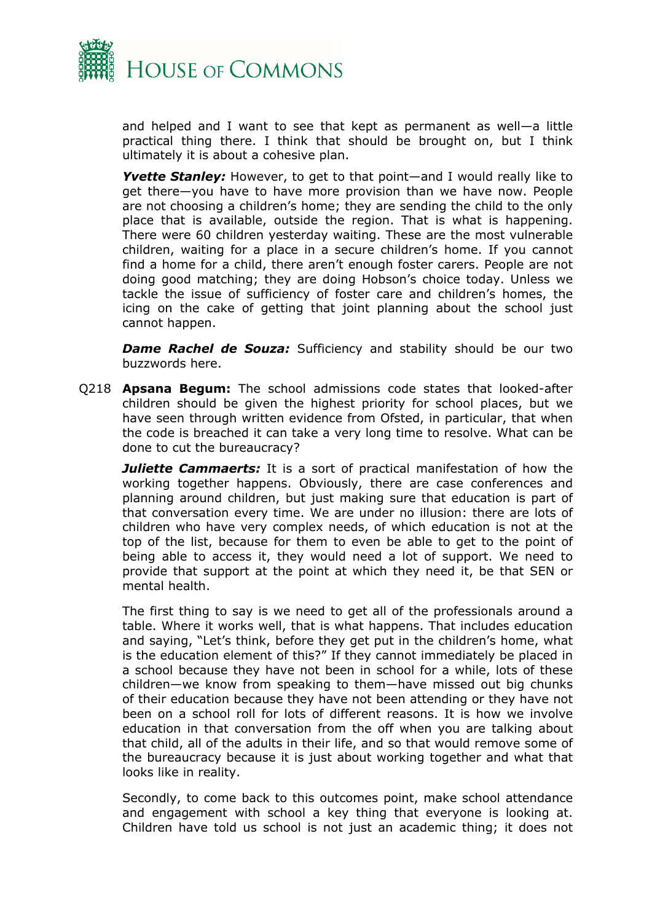and helped and I want to see that kept as permanent as well—a little practical thing there. I think that should be brought on, but I think ultimately it is about a cohesive plan.

***Yvette Stanley:*** However, to get to that point—and I would really like to get there—you have to have more provision than we have now. People are not choosing a children's home; they are sending the child to the only place that is available, outside the region. That is what is happening. There were 60 children yesterday waiting. These are the most vulnerable children, waiting for a place in a secure children's home. If you cannot find a home for a child, there aren't enough foster carers. People are not doing good matching; they are doing Hobson's choice today. Unless we tackle the issue of sufficiency of foster care and children's homes, the icing on the cake of getting that joint planning about the school just cannot happen.

***Dame Rachel de Souza:*** Sufficiency and stability should be our two buzzwords here.

Q218 **Apsana Begum:** The school admissions code states that looked-after children should be given the highest priority for school places, but we have seen through written evidence from Ofsted, in particular, that when the code is breached it can take a very long time to resolve. What can be done to cut the bureaucracy?

***Juliette Cammaerts:*** It is a sort of practical manifestation of how the working together happens. Obviously, there are case conferences and planning around children, but just making sure that education is part of that conversation every time. We are under no illusion: there are lots of children who have very complex needs, of which education is not at the top of the list, because for them to even be able to get to the point of being able to access it, they would need a lot of support. We need to provide that support at the point at which they need it, be that SEN or mental health.

The first thing to say is we need to get all of the professionals around a table. Where it works well, that is what happens. That includes education and saying, "Let's think, before they get put in the children's home, what is the education element of this?" If they cannot immediately be placed in a school because they have not been in school for a while, lots of these children—we know from speaking to them—have missed out big chunks of their education because they have not been attending or they have not been on a school roll for lots of different reasons. It is how we involve education in that conversation from the off when you are talking about that child, all of the adults in their life, and so that would remove some of the bureaucracy because it is just about working together and what that looks like in reality.

Secondly, to come back to this outcomes point, make school attendance and engagement with school a key thing that everyone is looking at. Children have told us school is not just an academic thing; it does not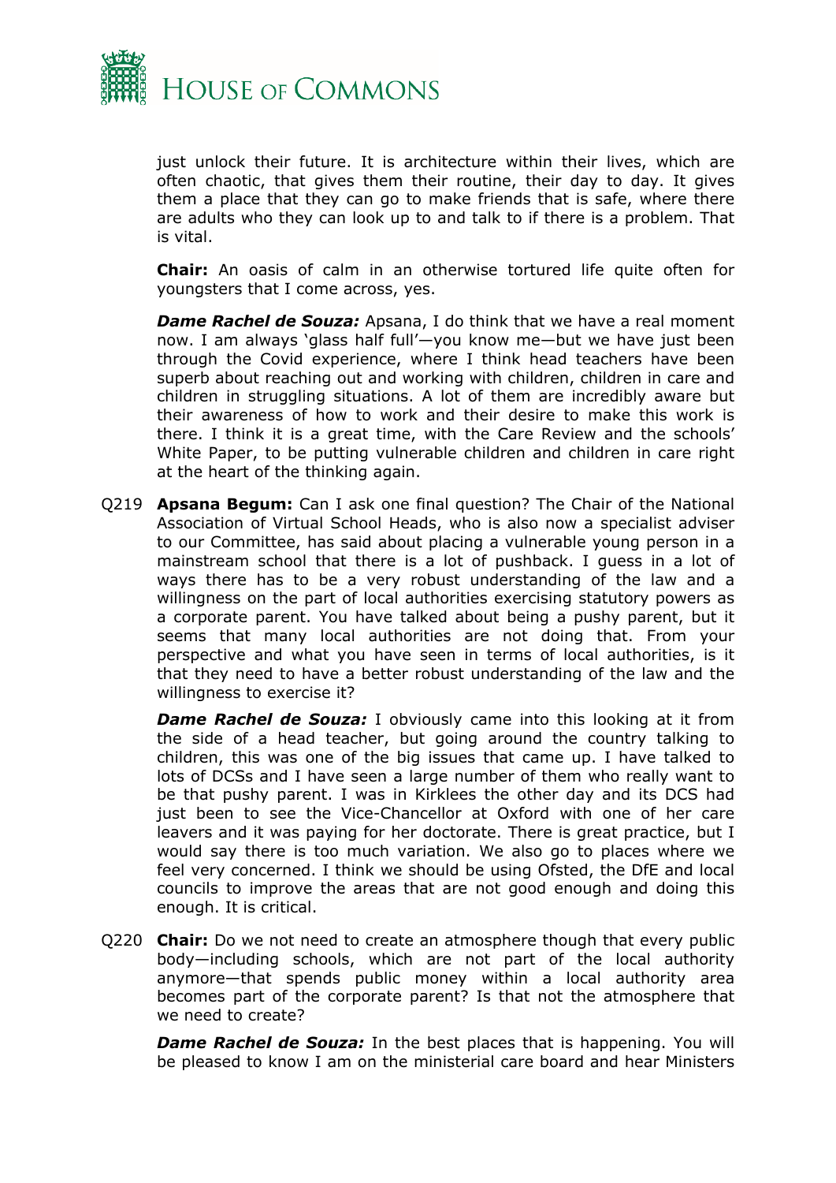just unlock their future. It is architecture within their lives, which are often chaotic, that gives them their routine, their day to day. It gives them a place that they can go to make friends that is safe, where there are adults who they can look up to and talk to if there is a problem. That is vital.

**Chair:** An oasis of calm in an otherwise tortured life quite often for youngsters that I come across, yes.

***Dame Rachel de Souza:*** Apsana, I do think that we have a real moment now. I am always 'glass half full'—you know me—but we have just been through the Covid experience, where I think head teachers have been superb about reaching out and working with children, children in care and children in struggling situations. A lot of them are incredibly aware but their awareness of how to work and their desire to make this work is there. I think it is a great time, with the Care Review and the schools' White Paper, to be putting vulnerable children and children in care right at the heart of the thinking again.

Q219 **Apsana Begum:** Can I ask one final question? The Chair of the National Association of Virtual School Heads, who is also now a specialist adviser to our Committee, has said about placing a vulnerable young person in a mainstream school that there is a lot of pushback. I guess in a lot of ways there has to be a very robust understanding of the law and a willingness on the part of local authorities exercising statutory powers as a corporate parent. You have talked about being a pushy parent, but it seems that many local authorities are not doing that. From your perspective and what you have seen in terms of local authorities, is it that they need to have a better robust understanding of the law and the willingness to exercise it?

***Dame Rachel de Souza:*** I obviously came into this looking at it from the side of a head teacher, but going around the country talking to children, this was one of the big issues that came up. I have talked to lots of DCSs and I have seen a large number of them who really want to be that pushy parent. I was in Kirklees the other day and its DCS had just been to see the Vice-Chancellor at Oxford with one of her care leavers and it was paying for her doctorate. There is great practice, but I would say there is too much variation. We also go to places where we feel very concerned. I think we should be using Ofsted, the DfE and local councils to improve the areas that are not good enough and doing this enough. It is critical.

Q220 **Chair:** Do we not need to create an atmosphere though that every public body—including schools, which are not part of the local authority anymore—that spends public money within a local authority area becomes part of the corporate parent? Is that not the atmosphere that we need to create?

***Dame Rachel de Souza:*** In the best places that is happening. You will be pleased to know I am on the ministerial care board and hear Ministers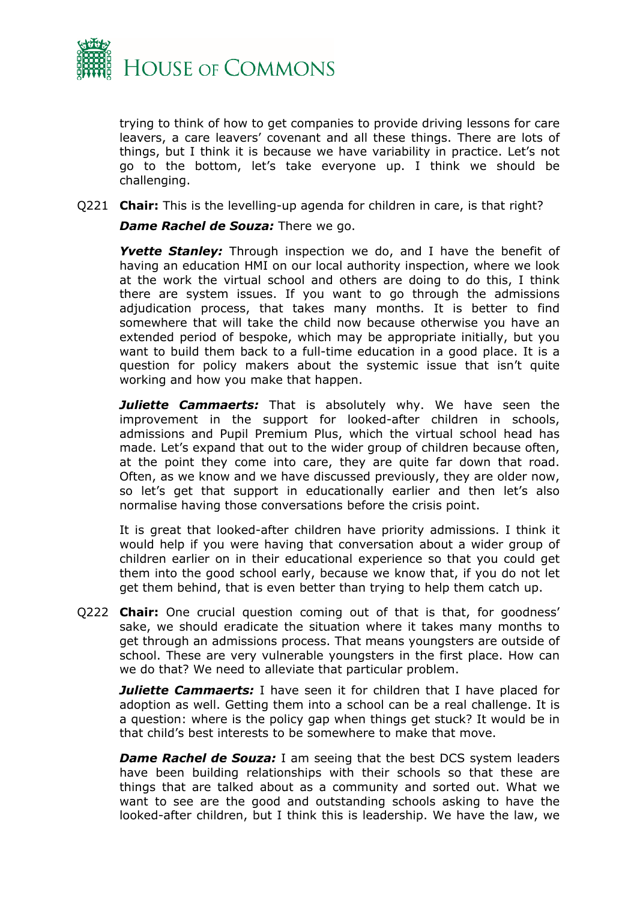trying to think of how to get companies to provide driving lessons for care leavers, a care leavers' covenant and all these things. There are lots of things, but I think it is because we have variability in practice. Let's not go to the bottom, let's take everyone up. I think we should be challenging.

Q221 **Chair:** This is the levelling-up agenda for children in care, is that right?

***Dame Rachel de Souza:*** There we go.

***Yvette Stanley:*** Through inspection we do, and I have the benefit of having an education HMI on our local authority inspection, where we look at the work the virtual school and others are doing to do this, I think there are system issues. If you want to go through the admissions adjudication process, that takes many months. It is better to find somewhere that will take the child now because otherwise you have an extended period of bespoke, which may be appropriate initially, but you want to build them back to a full-time education in a good place. It is a question for policy makers about the systemic issue that isn't quite working and how you make that happen.

***Juliette Cammaerts:*** That is absolutely why. We have seen the improvement in the support for looked-after children in schools, admissions and Pupil Premium Plus, which the virtual school head has made. Let's expand that out to the wider group of children because often, at the point they come into care, they are quite far down that road. Often, as we know and we have discussed previously, they are older now, so let's get that support in educationally earlier and then let's also normalise having those conversations before the crisis point.

It is great that looked-after children have priority admissions. I think it would help if you were having that conversation about a wider group of children earlier on in their educational experience so that you could get them into the good school early, because we know that, if you do not let get them behind, that is even better than trying to help them catch up.

Q222 **Chair:** One crucial question coming out of that is that, for goodness' sake, we should eradicate the situation where it takes many months to get through an admissions process. That means youngsters are outside of school. These are very vulnerable youngsters in the first place. How can we do that? We need to alleviate that particular problem.

***Juliette Cammaerts:*** I have seen it for children that I have placed for adoption as well. Getting them into a school can be a real challenge. It is a question: where is the policy gap when things get stuck? It would be in that child's best interests to be somewhere to make that move.

***Dame Rachel de Souza:*** I am seeing that the best DCS system leaders have been building relationships with their schools so that these are things that are talked about as a community and sorted out. What we want to see are the good and outstanding schools asking to have the looked-after children, but I think this is leadership. We have the law, we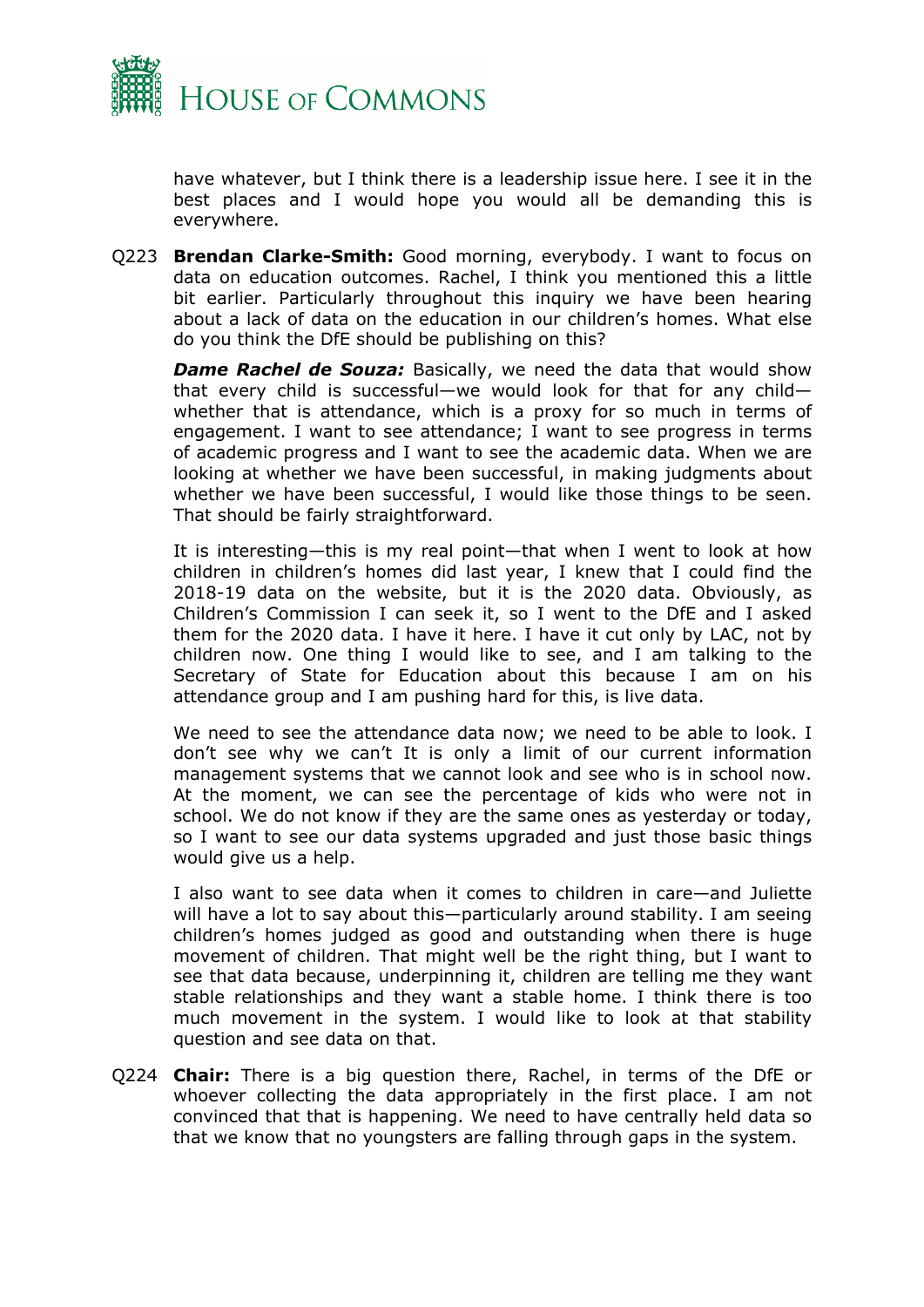have whatever, but I think there is a leadership issue here. I see it in the best places and I would hope you would all be demanding this is everywhere.

Q223 **Brendan Clarke-Smith:** Good morning, everybody. I want to focus on data on education outcomes. Rachel, I think you mentioned this a little bit earlier. Particularly throughout this inquiry we have been hearing about a lack of data on the education in our children's homes. What else do you think the DfE should be publishing on this?

***Dame Rachel de Souza:*** Basically, we need the data that would show that every child is successful—we would look for that for any child—whether that is attendance, which is a proxy for so much in terms of engagement. I want to see attendance; I want to see progress in terms of academic progress and I want to see the academic data. When we are looking at whether we have been successful, in making judgments about whether we have been successful, I would like those things to be seen. That should be fairly straightforward.

It is interesting—this is my real point—that when I went to look at how children in children's homes did last year, I knew that I could find the 2018-19 data on the website, but it is the 2020 data. Obviously, as Children's Commission I can seek it, so I went to the DfE and I asked them for the 2020 data. I have it here. I have it cut only by LAC, not by children now. One thing I would like to see, and I am talking to the Secretary of State for Education about this because I am on his attendance group and I am pushing hard for this, is live data.

We need to see the attendance data now; we need to be able to look. I don't see why we can't It is only a limit of our current information management systems that we cannot look and see who is in school now. At the moment, we can see the percentage of kids who were not in school. We do not know if they are the same ones as yesterday or today, so I want to see our data systems upgraded and just those basic things would give us a help.

I also want to see data when it comes to children in care—and Juliette will have a lot to say about this—particularly around stability. I am seeing children's homes judged as good and outstanding when there is huge movement of children. That might well be the right thing, but I want to see that data because, underpinning it, children are telling me they want stable relationships and they want a stable home. I think there is too much movement in the system. I would like to look at that stability question and see data on that.

Q224 **Chair:** There is a big question there, Rachel, in terms of the DfE or whoever collecting the data appropriately in the first place. I am not convinced that that is happening. We need to have centrally held data so that we know that no youngsters are falling through gaps in the system.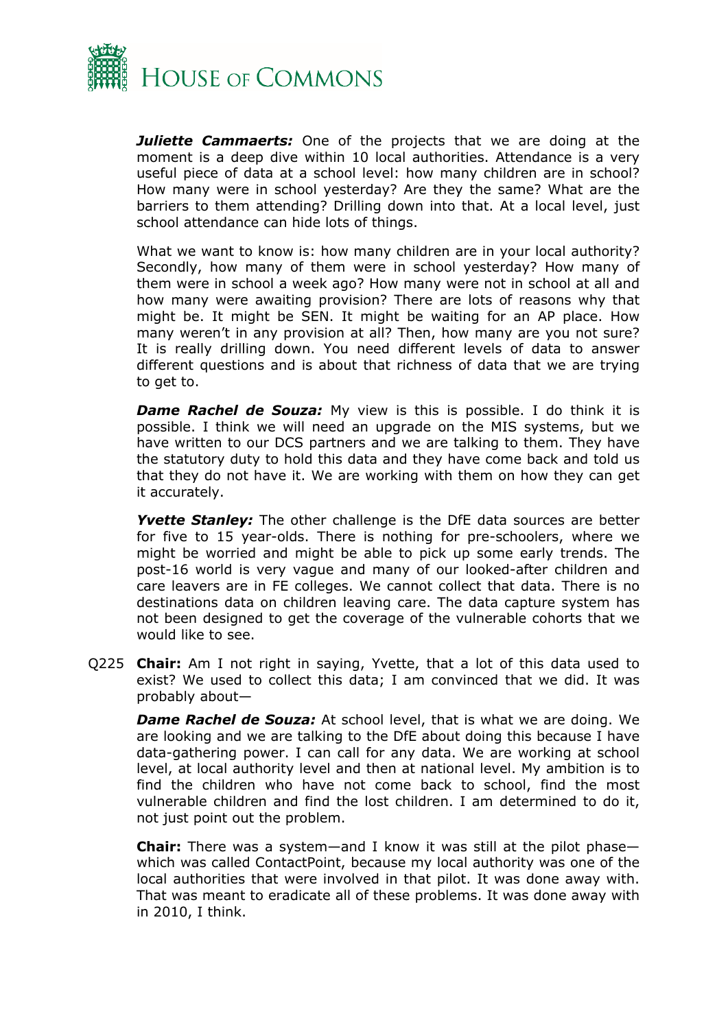***Juliette Cammaerts:*** One of the projects that we are doing at the moment is a deep dive within 10 local authorities. Attendance is a very useful piece of data at a school level: how many children are in school? How many were in school yesterday? Are they the same? What are the barriers to them attending? Drilling down into that. At a local level, just school attendance can hide lots of things.

What we want to know is: how many children are in your local authority? Secondly, how many of them were in school yesterday? How many of them were in school a week ago? How many were not in school at all and how many were awaiting provision? There are lots of reasons why that might be. It might be SEN. It might be waiting for an AP place. How many weren't in any provision at all? Then, how many are you not sure? It is really drilling down. You need different levels of data to answer different questions and is about that richness of data that we are trying to get to.

***Dame Rachel de Souza:*** My view is this is possible. I do think it is possible. I think we will need an upgrade on the MIS systems, but we have written to our DCS partners and we are talking to them. They have the statutory duty to hold this data and they have come back and told us that they do not have it. We are working with them on how they can get it accurately.

***Yvette Stanley:*** The other challenge is the DfE data sources are better for five to 15 year-olds. There is nothing for pre-schoolers, where we might be worried and might be able to pick up some early trends. The post-16 world is very vague and many of our looked-after children and care leavers are in FE colleges. We cannot collect that data. There is no destinations data on children leaving care. The data capture system has not been designed to get the coverage of the vulnerable cohorts that we would like to see.

Q225 **Chair:** Am I not right in saying, Yvette, that a lot of this data used to exist? We used to collect this data; I am convinced that we did. It was probably about—

***Dame Rachel de Souza:*** At school level, that is what we are doing. We are looking and we are talking to the DfE about doing this because I have data-gathering power. I can call for any data. We are working at school level, at local authority level and then at national level. My ambition is to find the children who have not come back to school, find the most vulnerable children and find the lost children. I am determined to do it, not just point out the problem.

**Chair:** There was a system—and I know it was still at the pilot phase—which was called ContactPoint, because my local authority was one of the local authorities that were involved in that pilot. It was done away with. That was meant to eradicate all of these problems. It was done away with in 2010, I think.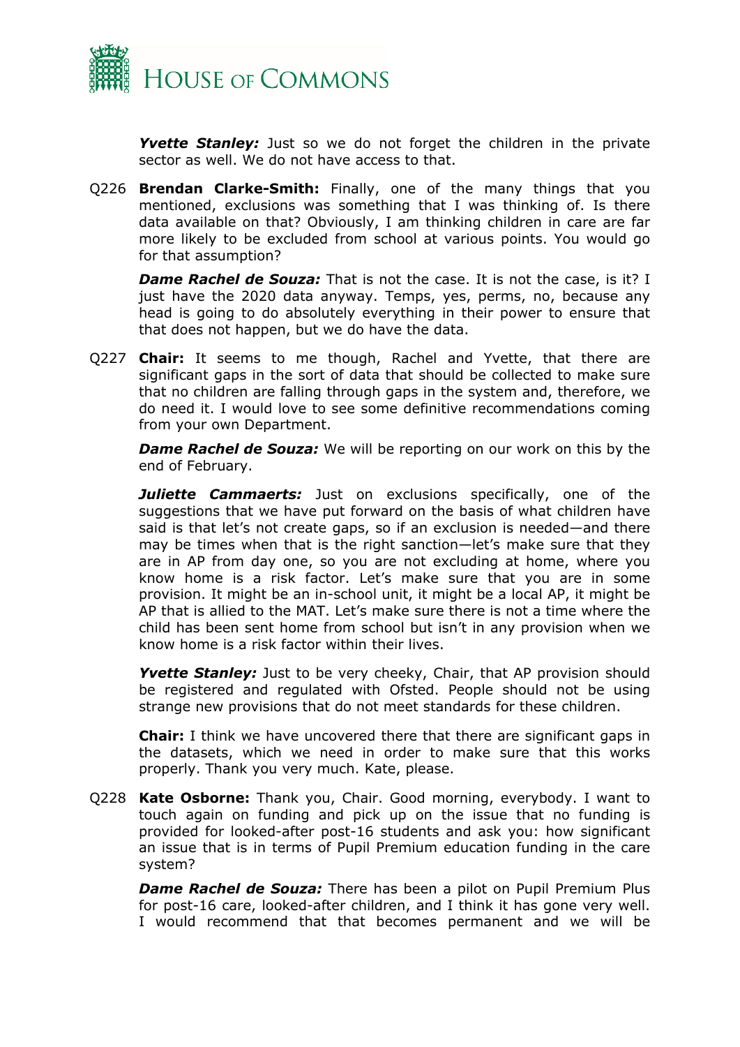***Yvette Stanley:*** Just so we do not forget the children in the private sector as well. We do not have access to that.

Q226 **Brendan Clarke-Smith:** Finally, one of the many things that you mentioned, exclusions was something that I was thinking of. Is there data available on that? Obviously, I am thinking children in care are far more likely to be excluded from school at various points. You would go for that assumption?

***Dame Rachel de Souza:*** That is not the case. It is not the case, is it? I just have the 2020 data anyway. Temps, yes, perms, no, because any head is going to do absolutely everything in their power to ensure that that does not happen, but we do have the data.

Q227 **Chair:** It seems to me though, Rachel and Yvette, that there are significant gaps in the sort of data that should be collected to make sure that no children are falling through gaps in the system and, therefore, we do need it. I would love to see some definitive recommendations coming from your own Department.

***Dame Rachel de Souza:*** We will be reporting on our work on this by the end of February.

***Juliette Cammaerts:*** Just on exclusions specifically, one of the suggestions that we have put forward on the basis of what children have said is that let's not create gaps, so if an exclusion is needed—and there may be times when that is the right sanction—let's make sure that they are in AP from day one, so you are not excluding at home, where you know home is a risk factor. Let's make sure that you are in some provision. It might be an in-school unit, it might be a local AP, it might be AP that is allied to the MAT. Let's make sure there is not a time where the child has been sent home from school but isn't in any provision when we know home is a risk factor within their lives.

***Yvette Stanley:*** Just to be very cheeky, Chair, that AP provision should be registered and regulated with Ofsted. People should not be using strange new provisions that do not meet standards for these children.

**Chair:** I think we have uncovered there that there are significant gaps in the datasets, which we need in order to make sure that this works properly. Thank you very much. Kate, please.

Q228 **Kate Osborne:** Thank you, Chair. Good morning, everybody. I want to touch again on funding and pick up on the issue that no funding is provided for looked-after post-16 students and ask you: how significant an issue that is in terms of Pupil Premium education funding in the care system?

***Dame Rachel de Souza:*** There has been a pilot on Pupil Premium Plus for post-16 care, looked-after children, and I think it has gone very well. I would recommend that that becomes permanent and we will be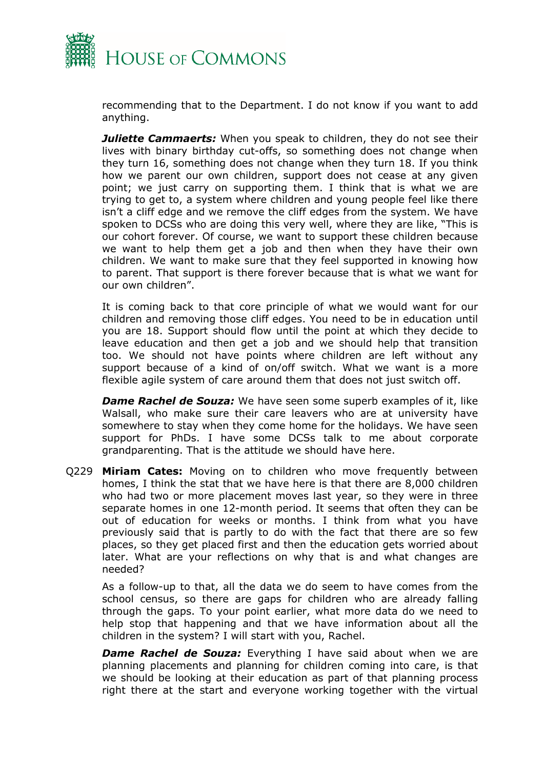recommending that to the Department. I do not know if you want to add anything.

***Juliette Cammaerts:*** When you speak to children, they do not see their lives with binary birthday cut-offs, so something does not change when they turn 16, something does not change when they turn 18. If you think how we parent our own children, support does not cease at any given point; we just carry on supporting them. I think that is what we are trying to get to, a system where children and young people feel like there isn't a cliff edge and we remove the cliff edges from the system. We have spoken to DCSs who are doing this very well, where they are like, "This is our cohort forever. Of course, we want to support these children because we want to help them get a job and then when they have their own children. We want to make sure that they feel supported in knowing how to parent. That support is there forever because that is what we want for our own children".

It is coming back to that core principle of what we would want for our children and removing those cliff edges. You need to be in education until you are 18. Support should flow until the point at which they decide to leave education and then get a job and we should help that transition too. We should not have points where children are left without any support because of a kind of on/off switch. What we want is a more flexible agile system of care around them that does not just switch off.

***Dame Rachel de Souza:*** We have seen some superb examples of it, like Walsall, who make sure their care leavers who are at university have somewhere to stay when they come home for the holidays. We have seen support for PhDs. I have some DCSs talk to me about corporate grandparenting. That is the attitude we should have here.

Q229 **Miriam Cates:** Moving on to children who move frequently between homes, I think the stat that we have here is that there are 8,000 children who had two or more placement moves last year, so they were in three separate homes in one 12-month period. It seems that often they can be out of education for weeks or months. I think from what you have previously said that is partly to do with the fact that there are so few places, so they get placed first and then the education gets worried about later. What are your reflections on why that is and what changes are needed?

As a follow-up to that, all the data we do seem to have comes from the school census, so there are gaps for children who are already falling through the gaps. To your point earlier, what more data do we need to help stop that happening and that we have information about all the children in the system? I will start with you, Rachel.

***Dame Rachel de Souza:*** Everything I have said about when we are planning placements and planning for children coming into care, is that we should be looking at their education as part of that planning process right there at the start and everyone working together with the virtual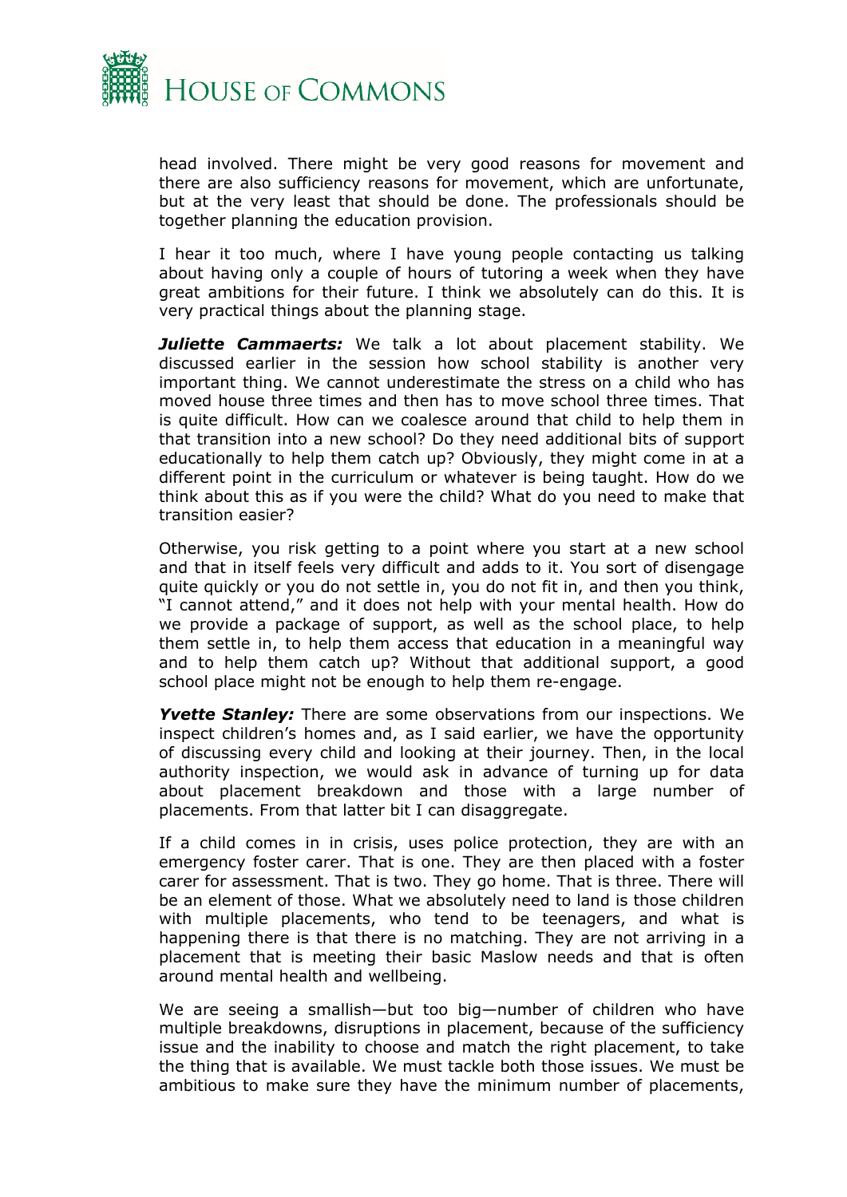head involved. There might be very good reasons for movement and there are also sufficiency reasons for movement, which are unfortunate, but at the very least that should be done. The professionals should be together planning the education provision.

I hear it too much, where I have young people contacting us talking about having only a couple of hours of tutoring a week when they have great ambitions for their future. I think we absolutely can do this. It is very practical things about the planning stage.

***Juliette Cammaerts:*** We talk a lot about placement stability. We discussed earlier in the session how school stability is another very important thing. We cannot underestimate the stress on a child who has moved house three times and then has to move school three times. That is quite difficult. How can we coalesce around that child to help them in that transition into a new school? Do they need additional bits of support educationally to help them catch up? Obviously, they might come in at a different point in the curriculum or whatever is being taught. How do we think about this as if you were the child? What do you need to make that transition easier?

Otherwise, you risk getting to a point where you start at a new school and that in itself feels very difficult and adds to it. You sort of disengage quite quickly or you do not settle in, you do not fit in, and then you think, "I cannot attend," and it does not help with your mental health. How do we provide a package of support, as well as the school place, to help them settle in, to help them access that education in a meaningful way and to help them catch up? Without that additional support, a good school place might not be enough to help them re-engage.

***Yvette Stanley:*** There are some observations from our inspections. We inspect children's homes and, as I said earlier, we have the opportunity of discussing every child and looking at their journey. Then, in the local authority inspection, we would ask in advance of turning up for data about placement breakdown and those with a large number of placements. From that latter bit I can disaggregate.

If a child comes in in crisis, uses police protection, they are with an emergency foster carer. That is one. They are then placed with a foster carer for assessment. That is two. They go home. That is three. There will be an element of those. What we absolutely need to land is those children with multiple placements, who tend to be teenagers, and what is happening there is that there is no matching. They are not arriving in a placement that is meeting their basic Maslow needs and that is often around mental health and wellbeing.

We are seeing a smallish—but too big—number of children who have multiple breakdowns, disruptions in placement, because of the sufficiency issue and the inability to choose and match the right placement, to take the thing that is available. We must tackle both those issues. We must be ambitious to make sure they have the minimum number of placements,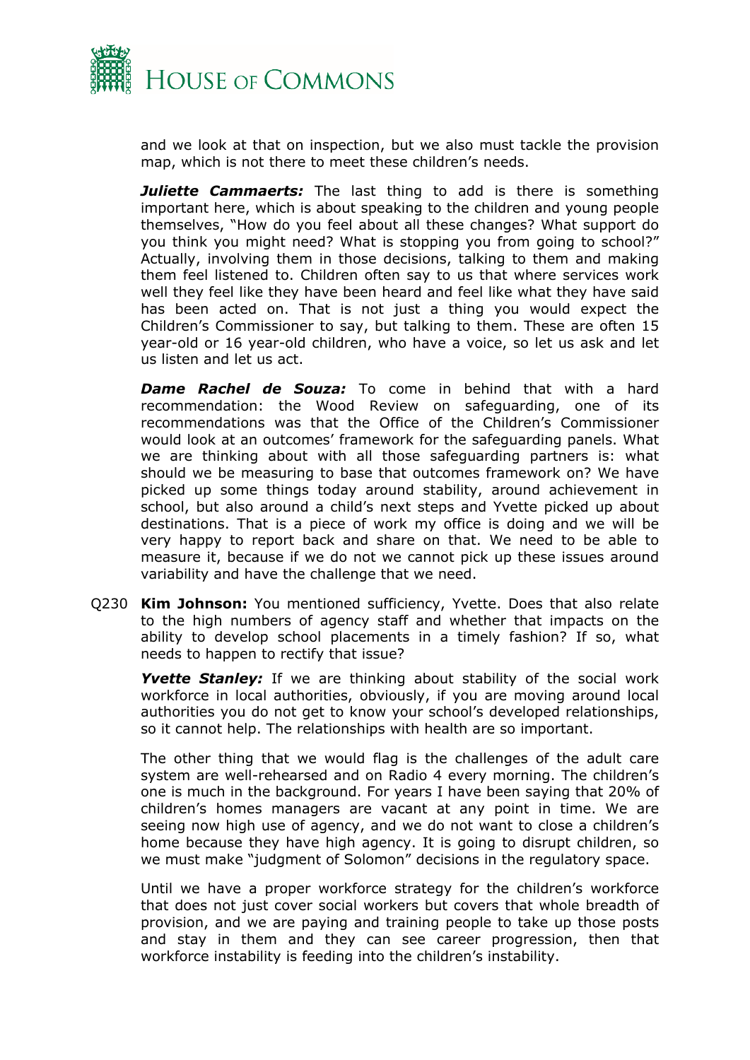and we look at that on inspection, but we also must tackle the provision map, which is not there to meet these children's needs.

***Juliette Cammaerts:*** The last thing to add is there is something important here, which is about speaking to the children and young people themselves, "How do you feel about all these changes? What support do you think you might need? What is stopping you from going to school?" Actually, involving them in those decisions, talking to them and making them feel listened to. Children often say to us that where services work well they feel like they have been heard and feel like what they have said has been acted on. That is not just a thing you would expect the Children's Commissioner to say, but talking to them. These are often 15 year-old or 16 year-old children, who have a voice, so let us ask and let us listen and let us act.

***Dame Rachel de Souza:*** To come in behind that with a hard recommendation: the Wood Review on safeguarding, one of its recommendations was that the Office of the Children's Commissioner would look at an outcomes' framework for the safeguarding panels. What we are thinking about with all those safeguarding partners is: what should we be measuring to base that outcomes framework on? We have picked up some things today around stability, around achievement in school, but also around a child's next steps and Yvette picked up about destinations. That is a piece of work my office is doing and we will be very happy to report back and share on that. We need to be able to measure it, because if we do not we cannot pick up these issues around variability and have the challenge that we need.

Q230 **Kim Johnson:** You mentioned sufficiency, Yvette. Does that also relate to the high numbers of agency staff and whether that impacts on the ability to develop school placements in a timely fashion? If so, what needs to happen to rectify that issue?

***Yvette Stanley:*** If we are thinking about stability of the social work workforce in local authorities, obviously, if you are moving around local authorities you do not get to know your school's developed relationships, so it cannot help. The relationships with health are so important.

The other thing that we would flag is the challenges of the adult care system are well-rehearsed and on Radio 4 every morning. The children's one is much in the background. For years I have been saying that 20% of children's homes managers are vacant at any point in time. We are seeing now high use of agency, and we do not want to close a children's home because they have high agency. It is going to disrupt children, so we must make "judgment of Solomon" decisions in the regulatory space.

Until we have a proper workforce strategy for the children's workforce that does not just cover social workers but covers that whole breadth of provision, and we are paying and training people to take up those posts and stay in them and they can see career progression, then that workforce instability is feeding into the children's instability.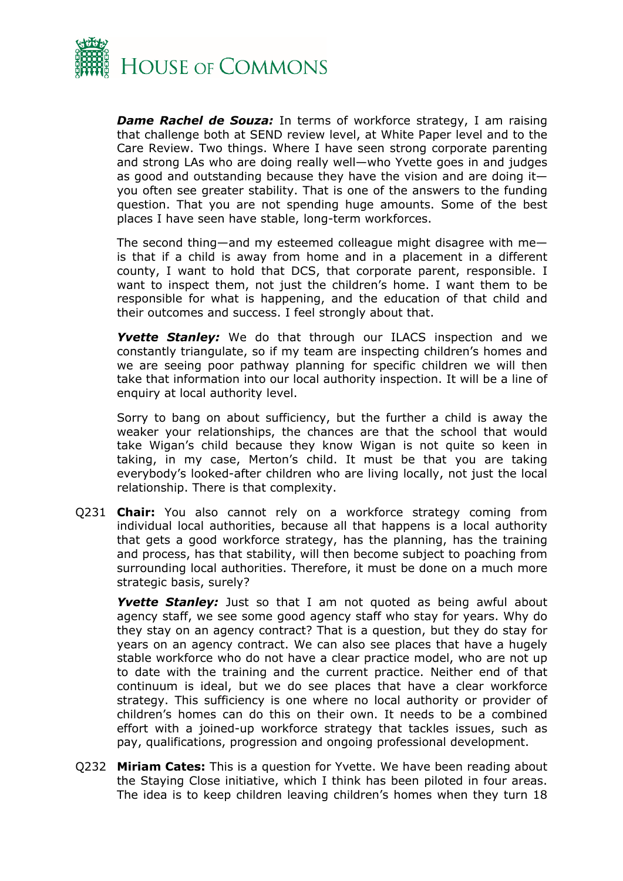***Dame Rachel de Souza:*** In terms of workforce strategy, I am raising that challenge both at SEND review level, at White Paper level and to the Care Review. Two things. Where I have seen strong corporate parenting and strong LAs who are doing really well—who Yvette goes in and judges as good and outstanding because they have the vision and are doing it—you often see greater stability. That is one of the answers to the funding question. That you are not spending huge amounts. Some of the best places I have seen have stable, long-term workforces.

The second thing—and my esteemed colleague might disagree with me—is that if a child is away from home and in a placement in a different county, I want to hold that DCS, that corporate parent, responsible. I want to inspect them, not just the children's home. I want them to be responsible for what is happening, and the education of that child and their outcomes and success. I feel strongly about that.

***Yvette Stanley:*** We do that through our ILACS inspection and we constantly triangulate, so if my team are inspecting children's homes and we are seeing poor pathway planning for specific children we will then take that information into our local authority inspection. It will be a line of enquiry at local authority level.

Sorry to bang on about sufficiency, but the further a child is away the weaker your relationships, the chances are that the school that would take Wigan's child because they know Wigan is not quite so keen in taking, in my case, Merton's child. It must be that you are taking everybody's looked-after children who are living locally, not just the local relationship. There is that complexity.

Q231 **Chair:** You also cannot rely on a workforce strategy coming from individual local authorities, because all that happens is a local authority that gets a good workforce strategy, has the planning, has the training and process, has that stability, will then become subject to poaching from surrounding local authorities. Therefore, it must be done on a much more strategic basis, surely?

***Yvette Stanley:*** Just so that I am not quoted as being awful about agency staff, we see some good agency staff who stay for years. Why do they stay on an agency contract? That is a question, but they do stay for years on an agency contract. We can also see places that have a hugely stable workforce who do not have a clear practice model, who are not up to date with the training and the current practice. Neither end of that continuum is ideal, but we do see places that have a clear workforce strategy. This sufficiency is one where no local authority or provider of children's homes can do this on their own. It needs to be a combined effort with a joined-up workforce strategy that tackles issues, such as pay, qualifications, progression and ongoing professional development.

Q232 **Miriam Cates:** This is a question for Yvette. We have been reading about the Staying Close initiative, which I think has been piloted in four areas. The idea is to keep children leaving children's homes when they turn 18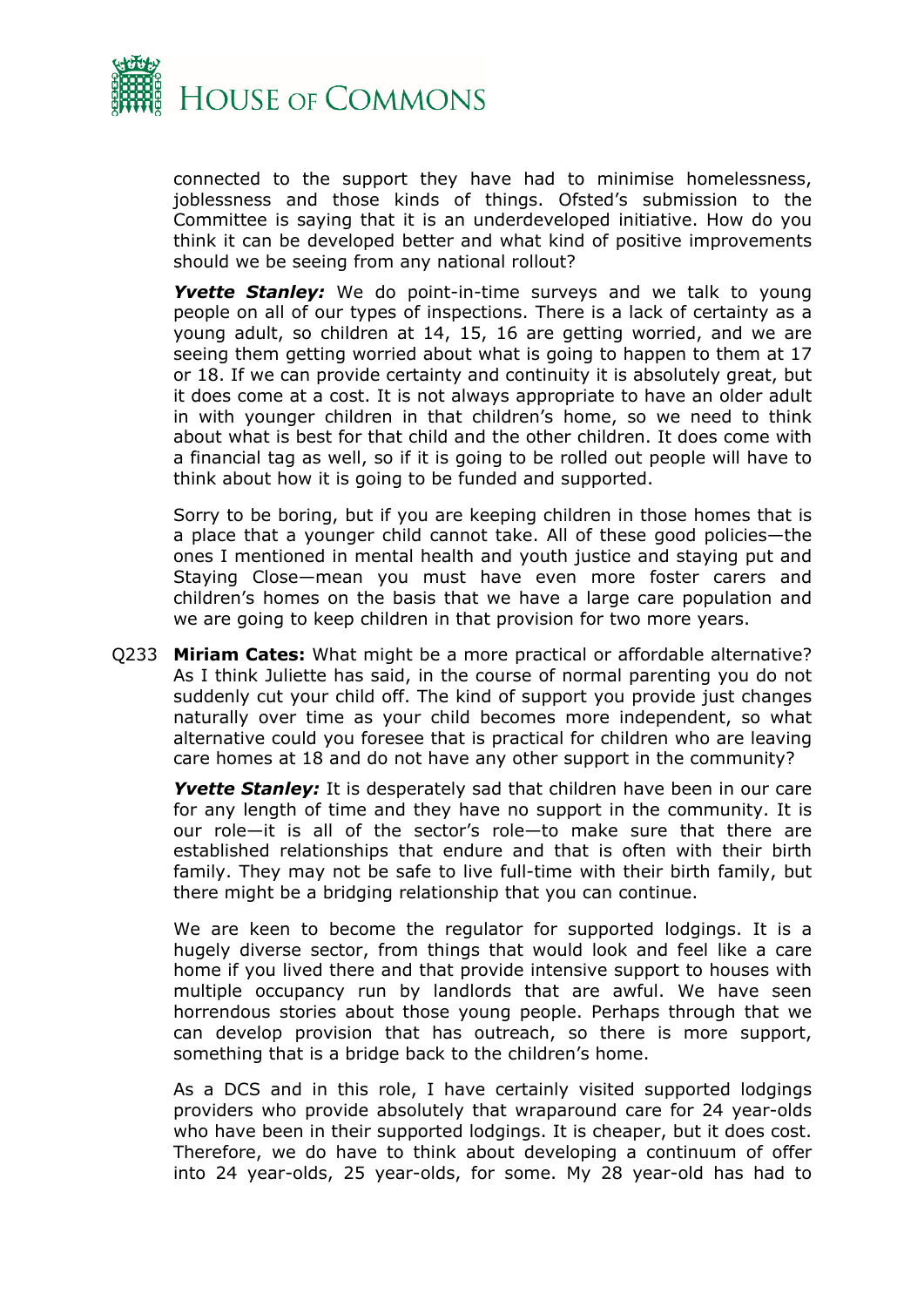connected to the support they have had to minimise homelessness, joblessness and those kinds of things. Ofsted's submission to the Committee is saying that it is an underdeveloped initiative. How do you think it can be developed better and what kind of positive improvements should we be seeing from any national rollout?

***Yvette Stanley:*** We do point-in-time surveys and we talk to young people on all of our types of inspections. There is a lack of certainty as a young adult, so children at 14, 15, 16 are getting worried, and we are seeing them getting worried about what is going to happen to them at 17 or 18. If we can provide certainty and continuity it is absolutely great, but it does come at a cost. It is not always appropriate to have an older adult in with younger children in that children's home, so we need to think about what is best for that child and the other children. It does come with a financial tag as well, so if it is going to be rolled out people will have to think about how it is going to be funded and supported.

Sorry to be boring, but if you are keeping children in those homes that is a place that a younger child cannot take. All of these good policies—the ones I mentioned in mental health and youth justice and staying put and Staying Close—mean you must have even more foster carers and children's homes on the basis that we have a large care population and we are going to keep children in that provision for two more years.

Q233 **Miriam Cates:** What might be a more practical or affordable alternative? As I think Juliette has said, in the course of normal parenting you do not suddenly cut your child off. The kind of support you provide just changes naturally over time as your child becomes more independent, so what alternative could you foresee that is practical for children who are leaving care homes at 18 and do not have any other support in the community?

***Yvette Stanley:*** It is desperately sad that children have been in our care for any length of time and they have no support in the community. It is our role—it is all of the sector's role—to make sure that there are established relationships that endure and that is often with their birth family. They may not be safe to live full-time with their birth family, but there might be a bridging relationship that you can continue.

We are keen to become the regulator for supported lodgings. It is a hugely diverse sector, from things that would look and feel like a care home if you lived there and that provide intensive support to houses with multiple occupancy run by landlords that are awful. We have seen horrendous stories about those young people. Perhaps through that we can develop provision that has outreach, so there is more support, something that is a bridge back to the children's home.

As a DCS and in this role, I have certainly visited supported lodgings providers who provide absolutely that wraparound care for 24 year-olds who have been in their supported lodgings. It is cheaper, but it does cost. Therefore, we do have to think about developing a continuum of offer into 24 year-olds, 25 year-olds, for some. My 28 year-old has had to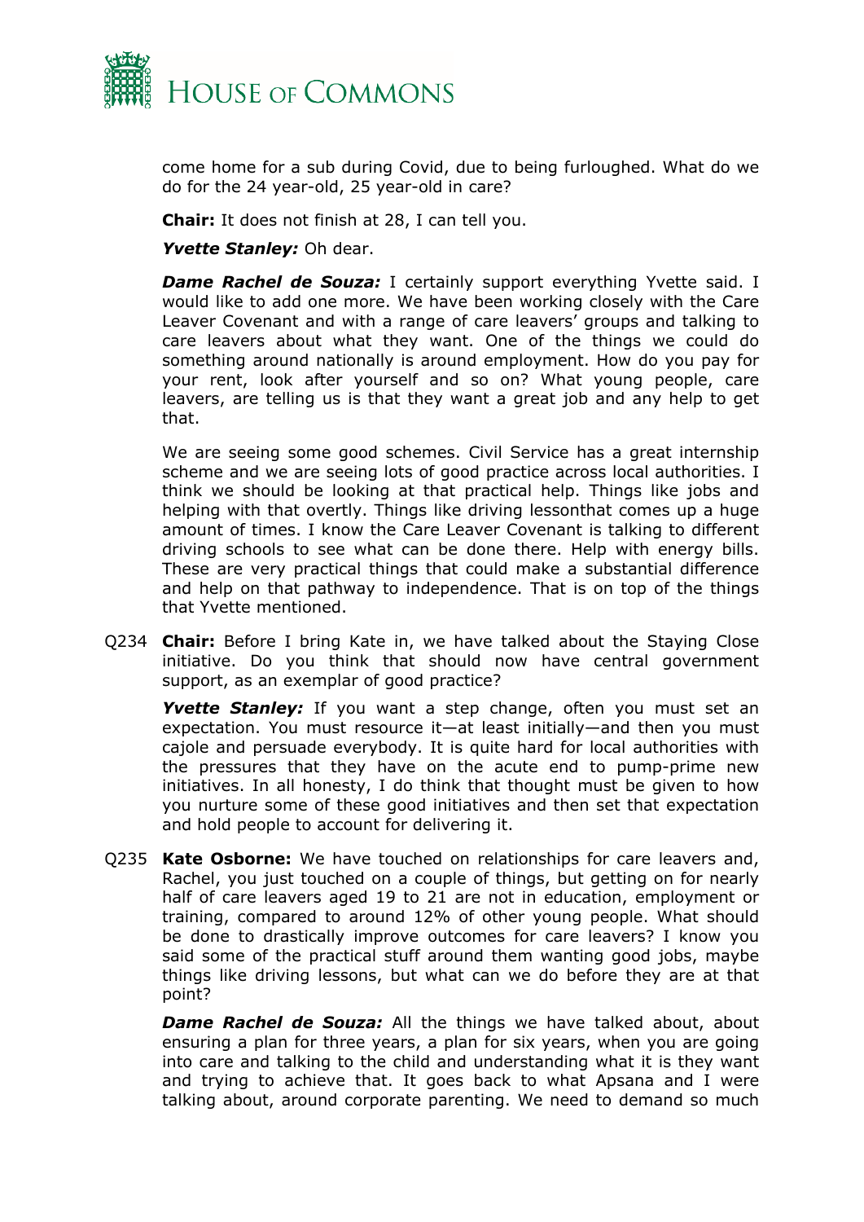come home for a sub during Covid, due to being furloughed. What do we do for the 24 year-old, 25 year-old in care?

**Chair:** It does not finish at 28, I can tell you.

***Yvette Stanley:*** Oh dear.

***Dame Rachel de Souza:*** I certainly support everything Yvette said. I would like to add one more. We have been working closely with the Care Leaver Covenant and with a range of care leavers' groups and talking to care leavers about what they want. One of the things we could do something around nationally is around employment. How do you pay for your rent, look after yourself and so on? What young people, care leavers, are telling us is that they want a great job and any help to get that.

We are seeing some good schemes. Civil Service has a great internship scheme and we are seeing lots of good practice across local authorities. I think we should be looking at that practical help. Things like jobs and helping with that overtly. Things like driving lessonthat comes up a huge amount of times. I know the Care Leaver Covenant is talking to different driving schools to see what can be done there. Help with energy bills. These are very practical things that could make a substantial difference and help on that pathway to independence. That is on top of the things that Yvette mentioned.

Q234 **Chair:** Before I bring Kate in, we have talked about the Staying Close initiative. Do you think that should now have central government support, as an exemplar of good practice?

***Yvette Stanley:*** If you want a step change, often you must set an expectation. You must resource it—at least initially—and then you must cajole and persuade everybody. It is quite hard for local authorities with the pressures that they have on the acute end to pump-prime new initiatives. In all honesty, I do think that thought must be given to how you nurture some of these good initiatives and then set that expectation and hold people to account for delivering it.

Q235 **Kate Osborne:** We have touched on relationships for care leavers and, Rachel, you just touched on a couple of things, but getting on for nearly half of care leavers aged 19 to 21 are not in education, employment or training, compared to around 12% of other young people. What should be done to drastically improve outcomes for care leavers? I know you said some of the practical stuff around them wanting good jobs, maybe things like driving lessons, but what can we do before they are at that point?

***Dame Rachel de Souza:*** All the things we have talked about, about ensuring a plan for three years, a plan for six years, when you are going into care and talking to the child and understanding what it is they want and trying to achieve that. It goes back to what Apsana and I were talking about, around corporate parenting. We need to demand so much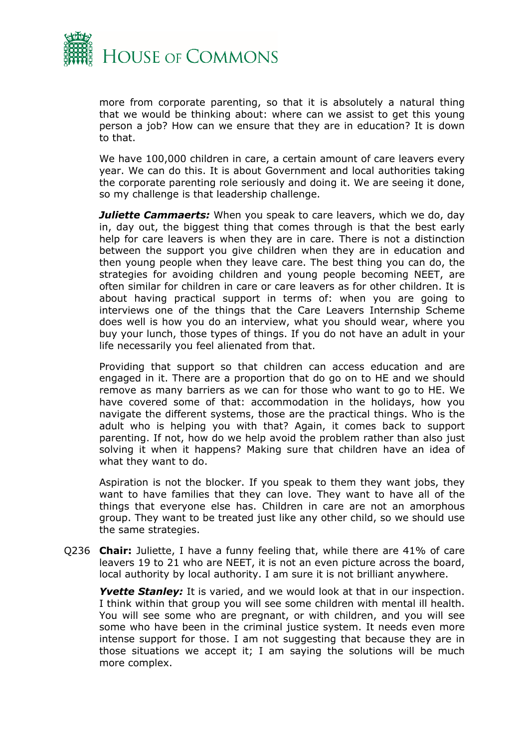more from corporate parenting, so that it is absolutely a natural thing that we would be thinking about: where can we assist to get this young person a job? How can we ensure that they are in education? It is down to that.

We have 100,000 children in care, a certain amount of care leavers every year. We can do this. It is about Government and local authorities taking the corporate parenting role seriously and doing it. We are seeing it done, so my challenge is that leadership challenge.

***Juliette Cammaerts:*** When you speak to care leavers, which we do, day in, day out, the biggest thing that comes through is that the best early help for care leavers is when they are in care. There is not a distinction between the support you give children when they are in education and then young people when they leave care. The best thing you can do, the strategies for avoiding children and young people becoming NEET, are often similar for children in care or care leavers as for other children. It is about having practical support in terms of: when you are going to interviews one of the things that the Care Leavers Internship Scheme does well is how you do an interview, what you should wear, where you buy your lunch, those types of things. If you do not have an adult in your life necessarily you feel alienated from that.

Providing that support so that children can access education and are engaged in it. There are a proportion that do go on to HE and we should remove as many barriers as we can for those who want to go to HE. We have covered some of that: accommodation in the holidays, how you navigate the different systems, those are the practical things. Who is the adult who is helping you with that? Again, it comes back to support parenting. If not, how do we help avoid the problem rather than also just solving it when it happens? Making sure that children have an idea of what they want to do.

Aspiration is not the blocker. If you speak to them they want jobs, they want to have families that they can love. They want to have all of the things that everyone else has. Children in care are not an amorphous group. They want to be treated just like any other child, so we should use the same strategies.

Q236 **Chair:** Juliette, I have a funny feeling that, while there are 41% of care leavers 19 to 21 who are NEET, it is not an even picture across the board, local authority by local authority. I am sure it is not brilliant anywhere.

***Yvette Stanley:*** It is varied, and we would look at that in our inspection. I think within that group you will see some children with mental ill health. You will see some who are pregnant, or with children, and you will see some who have been in the criminal justice system. It needs even more intense support for those. I am not suggesting that because they are in those situations we accept it; I am saying the solutions will be much more complex.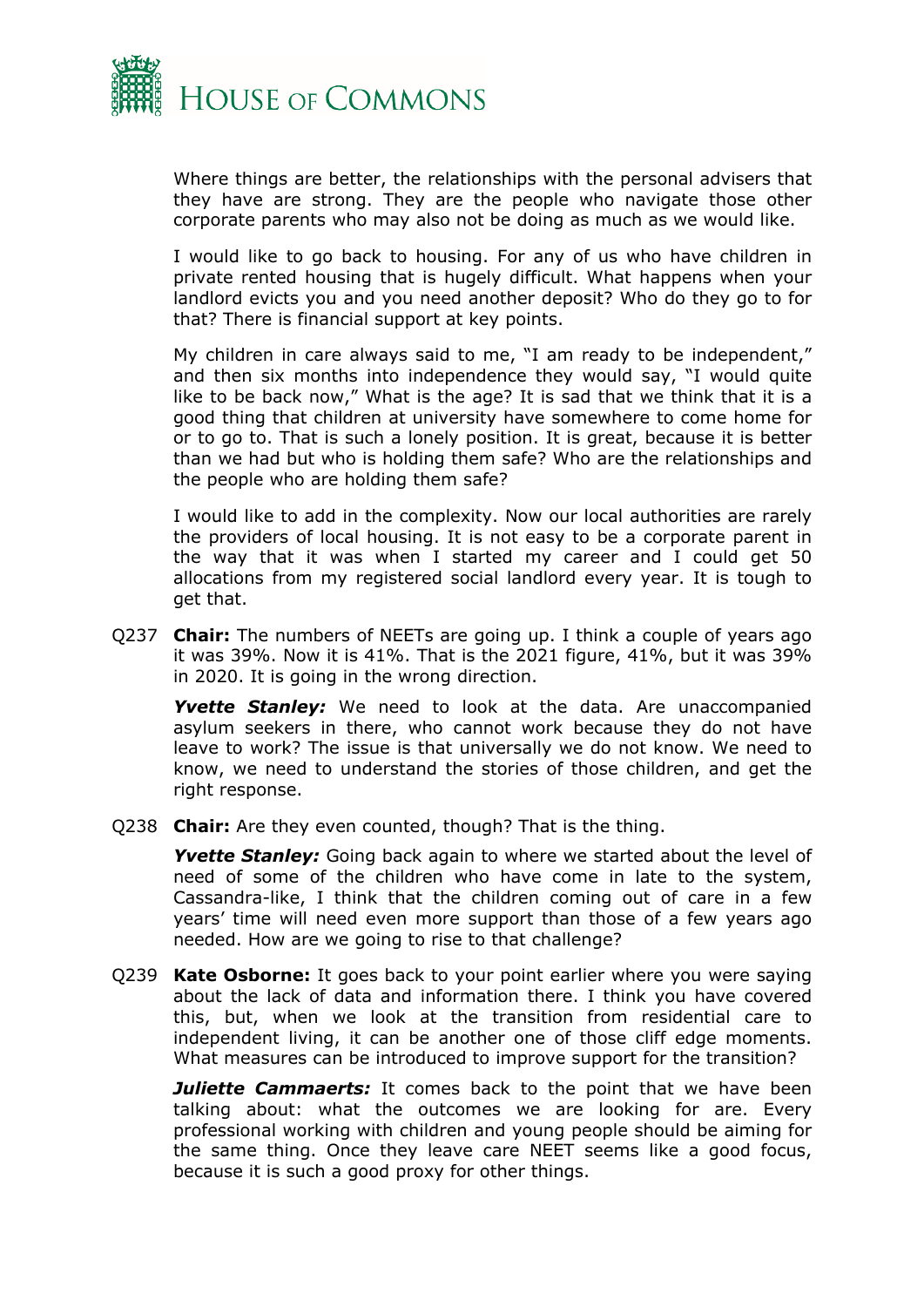Where things are better, the relationships with the personal advisers that they have are strong. They are the people who navigate those other corporate parents who may also not be doing as much as we would like.

I would like to go back to housing. For any of us who have children in private rented housing that is hugely difficult. What happens when your landlord evicts you and you need another deposit? Who do they go to for that? There is financial support at key points.

My children in care always said to me, "I am ready to be independent," and then six months into independence they would say, "I would quite like to be back now," What is the age? It is sad that we think that it is a good thing that children at university have somewhere to come home for or to go to. That is such a lonely position. It is great, because it is better than we had but who is holding them safe? Who are the relationships and the people who are holding them safe?

I would like to add in the complexity. Now our local authorities are rarely the providers of local housing. It is not easy to be a corporate parent in the way that it was when I started my career and I could get 50 allocations from my registered social landlord every year. It is tough to get that.

Q237 **Chair:** The numbers of NEETs are going up. I think a couple of years ago it was 39%. Now it is 41%. That is the 2021 figure, 41%, but it was 39% in 2020. It is going in the wrong direction.

***Yvette Stanley:*** We need to look at the data. Are unaccompanied asylum seekers in there, who cannot work because they do not have leave to work? The issue is that universally we do not know. We need to know, we need to understand the stories of those children, and get the right response.

Q238 **Chair:** Are they even counted, though? That is the thing.

***Yvette Stanley:*** Going back again to where we started about the level of need of some of the children who have come in late to the system, Cassandra-like, I think that the children coming out of care in a few years' time will need even more support than those of a few years ago needed. How are we going to rise to that challenge?

Q239 **Kate Osborne:** It goes back to your point earlier where you were saying about the lack of data and information there. I think you have covered this, but, when we look at the transition from residential care to independent living, it can be another one of those cliff edge moments. What measures can be introduced to improve support for the transition?

***Juliette Cammaerts:*** It comes back to the point that we have been talking about: what the outcomes we are looking for are. Every professional working with children and young people should be aiming for the same thing. Once they leave care NEET seems like a good focus, because it is such a good proxy for other things.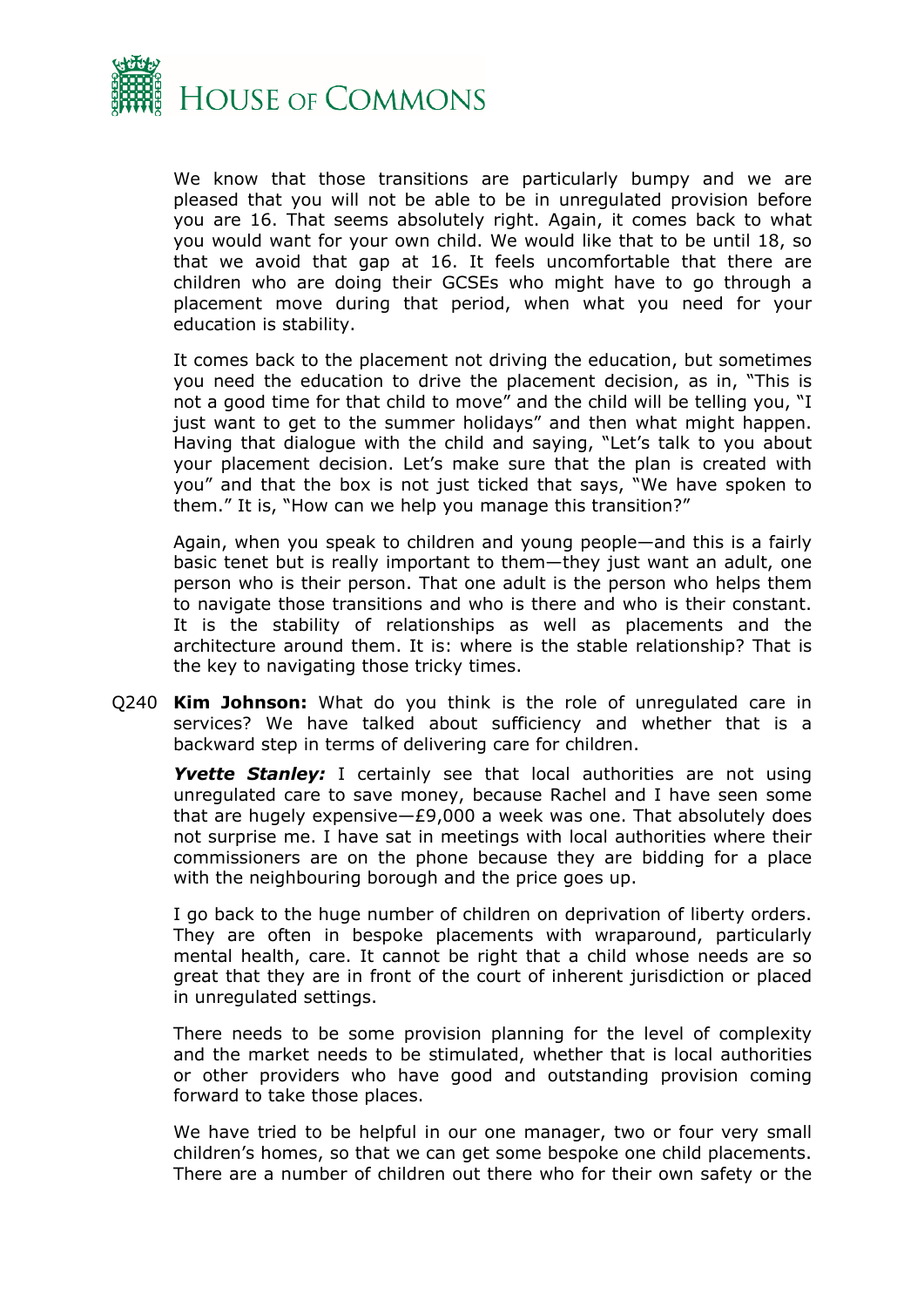We know that those transitions are particularly bumpy and we are pleased that you will not be able to be in unregulated provision before you are 16. That seems absolutely right. Again, it comes back to what you would want for your own child. We would like that to be until 18, so that we avoid that gap at 16. It feels uncomfortable that there are children who are doing their GCSEs who might have to go through a placement move during that period, when what you need for your education is stability.

It comes back to the placement not driving the education, but sometimes you need the education to drive the placement decision, as in, "This is not a good time for that child to move" and the child will be telling you, "I just want to get to the summer holidays" and then what might happen. Having that dialogue with the child and saying, "Let's talk to you about your placement decision. Let's make sure that the plan is created with you" and that the box is not just ticked that says, "We have spoken to them." It is, "How can we help you manage this transition?"

Again, when you speak to children and young people—and this is a fairly basic tenet but is really important to them—they just want an adult, one person who is their person. That one adult is the person who helps them to navigate those transitions and who is there and who is their constant. It is the stability of relationships as well as placements and the architecture around them. It is: where is the stable relationship? That is the key to navigating those tricky times.

Q240 **Kim Johnson:** What do you think is the role of unregulated care in services? We have talked about sufficiency and whether that is a backward step in terms of delivering care for children.

***Yvette Stanley:*** I certainly see that local authorities are not using unregulated care to save money, because Rachel and I have seen some that are hugely expensive—£9,000 a week was one. That absolutely does not surprise me. I have sat in meetings with local authorities where their commissioners are on the phone because they are bidding for a place with the neighbouring borough and the price goes up.

I go back to the huge number of children on deprivation of liberty orders. They are often in bespoke placements with wraparound, particularly mental health, care. It cannot be right that a child whose needs are so great that they are in front of the court of inherent jurisdiction or placed in unregulated settings.

There needs to be some provision planning for the level of complexity and the market needs to be stimulated, whether that is local authorities or other providers who have good and outstanding provision coming forward to take those places.

We have tried to be helpful in our one manager, two or four very small children's homes, so that we can get some bespoke one child placements. There are a number of children out there who for their own safety or the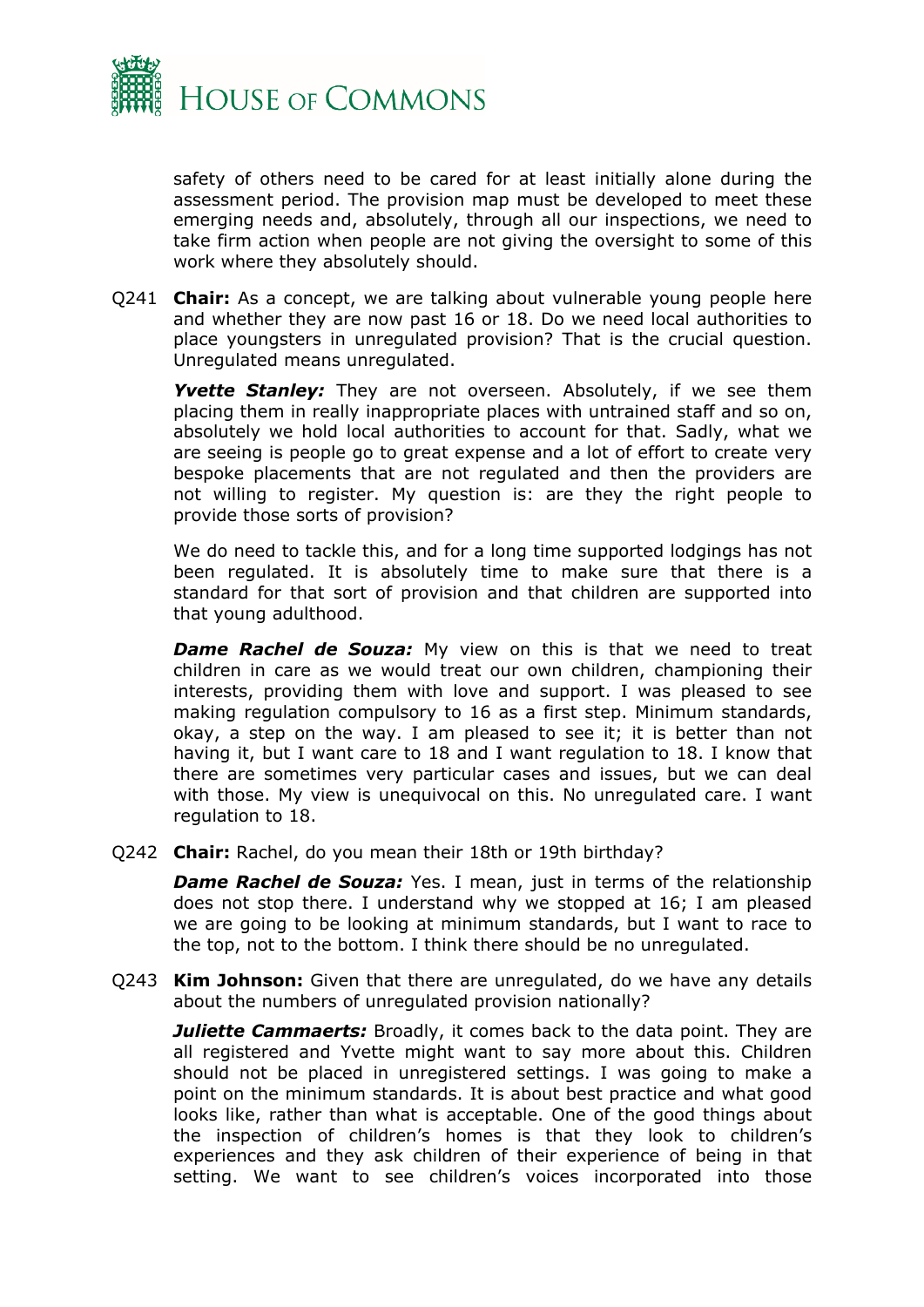safety of others need to be cared for at least initially alone during the assessment period. The provision map must be developed to meet these emerging needs and, absolutely, through all our inspections, we need to take firm action when people are not giving the oversight to some of this work where they absolutely should.

Q241 **Chair:** As a concept, we are talking about vulnerable young people here and whether they are now past 16 or 18. Do we need local authorities to place youngsters in unregulated provision? That is the crucial question. Unregulated means unregulated.

***Yvette Stanley:*** They are not overseen. Absolutely, if we see them placing them in really inappropriate places with untrained staff and so on, absolutely we hold local authorities to account for that. Sadly, what we are seeing is people go to great expense and a lot of effort to create very bespoke placements that are not regulated and then the providers are not willing to register. My question is: are they the right people to provide those sorts of provision?

We do need to tackle this, and for a long time supported lodgings has not been regulated. It is absolutely time to make sure that there is a standard for that sort of provision and that children are supported into that young adulthood.

***Dame Rachel de Souza:*** My view on this is that we need to treat children in care as we would treat our own children, championing their interests, providing them with love and support. I was pleased to see making regulation compulsory to 16 as a first step. Minimum standards, okay, a step on the way. I am pleased to see it; it is better than not having it, but I want care to 18 and I want regulation to 18. I know that there are sometimes very particular cases and issues, but we can deal with those. My view is unequivocal on this. No unregulated care. I want regulation to 18.

Q242 **Chair:** Rachel, do you mean their 18th or 19th birthday?

***Dame Rachel de Souza:*** Yes. I mean, just in terms of the relationship does not stop there. I understand why we stopped at 16; I am pleased we are going to be looking at minimum standards, but I want to race to the top, not to the bottom. I think there should be no unregulated.

Q243 **Kim Johnson:** Given that there are unregulated, do we have any details about the numbers of unregulated provision nationally?

***Juliette Cammaerts:*** Broadly, it comes back to the data point. They are all registered and Yvette might want to say more about this. Children should not be placed in unregistered settings. I was going to make a point on the minimum standards. It is about best practice and what good looks like, rather than what is acceptable. One of the good things about the inspection of children's homes is that they look to children's experiences and they ask children of their experience of being in that setting. We want to see children's voices incorporated into those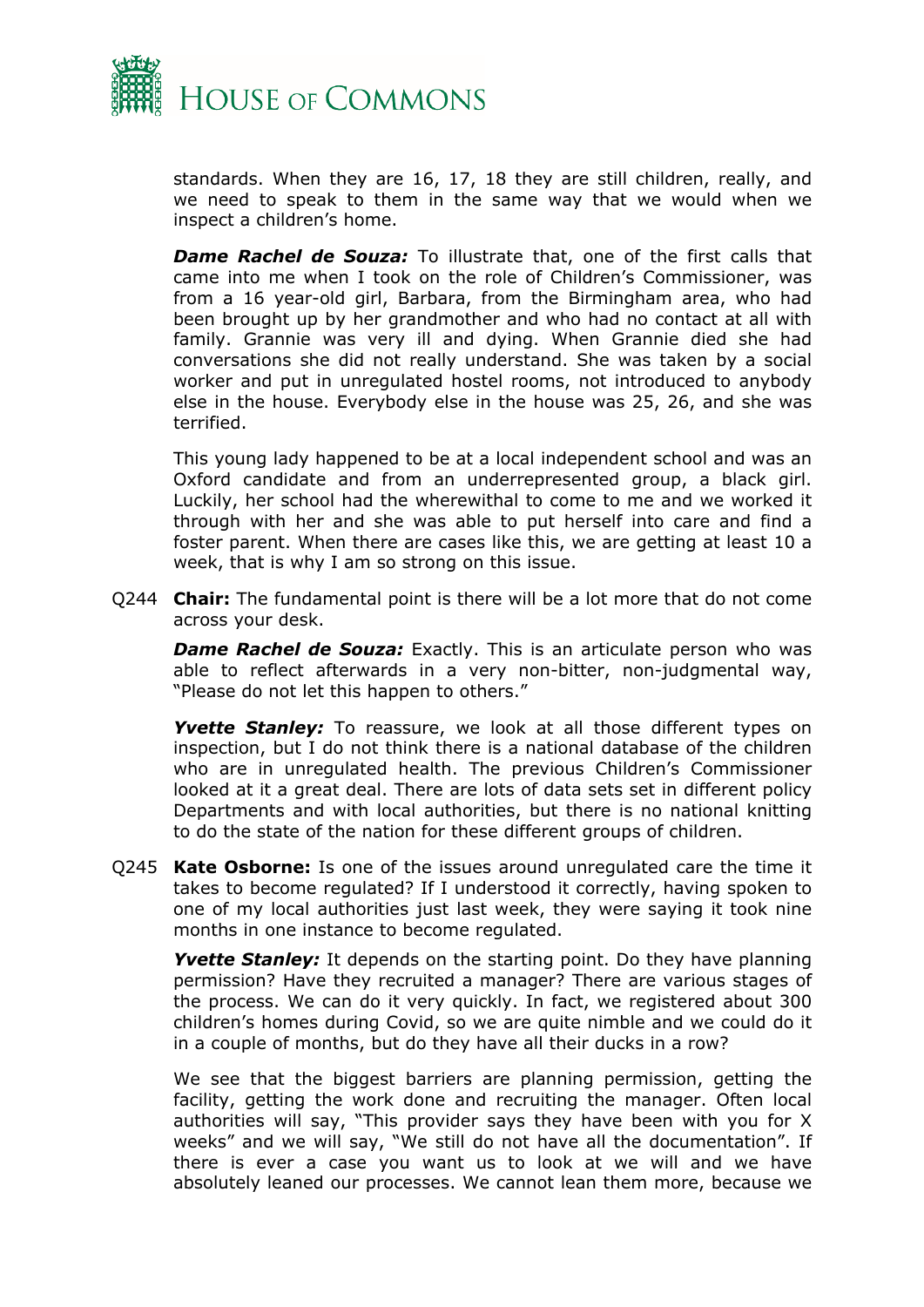standards. When they are 16, 17, 18 they are still children, really, and we need to speak to them in the same way that we would when we inspect a children's home.

***Dame Rachel de Souza:*** To illustrate that, one of the first calls that came into me when I took on the role of Children's Commissioner, was from a 16 year-old girl, Barbara, from the Birmingham area, who had been brought up by her grandmother and who had no contact at all with family. Grannie was very ill and dying. When Grannie died she had conversations she did not really understand. She was taken by a social worker and put in unregulated hostel rooms, not introduced to anybody else in the house. Everybody else in the house was 25, 26, and she was terrified.

This young lady happened to be at a local independent school and was an Oxford candidate and from an underrepresented group, a black girl. Luckily, her school had the wherewithal to come to me and we worked it through with her and she was able to put herself into care and find a foster parent. When there are cases like this, we are getting at least 10 a week, that is why I am so strong on this issue.

Q244 **Chair:** The fundamental point is there will be a lot more that do not come across your desk.

***Dame Rachel de Souza:*** Exactly. This is an articulate person who was able to reflect afterwards in a very non-bitter, non-judgmental way, "Please do not let this happen to others."

***Yvette Stanley:*** To reassure, we look at all those different types on inspection, but I do not think there is a national database of the children who are in unregulated health. The previous Children's Commissioner looked at it a great deal. There are lots of data sets set in different policy Departments and with local authorities, but there is no national knitting to do the state of the nation for these different groups of children.

Q245 **Kate Osborne:** Is one of the issues around unregulated care the time it takes to become regulated? If I understood it correctly, having spoken to one of my local authorities just last week, they were saying it took nine months in one instance to become regulated.

***Yvette Stanley:*** It depends on the starting point. Do they have planning permission? Have they recruited a manager? There are various stages of the process. We can do it very quickly. In fact, we registered about 300 children's homes during Covid, so we are quite nimble and we could do it in a couple of months, but do they have all their ducks in a row?

We see that the biggest barriers are planning permission, getting the facility, getting the work done and recruiting the manager. Often local authorities will say, "This provider says they have been with you for X weeks" and we will say, "We still do not have all the documentation". If there is ever a case you want us to look at we will and we have absolutely leaned our processes. We cannot lean them more, because we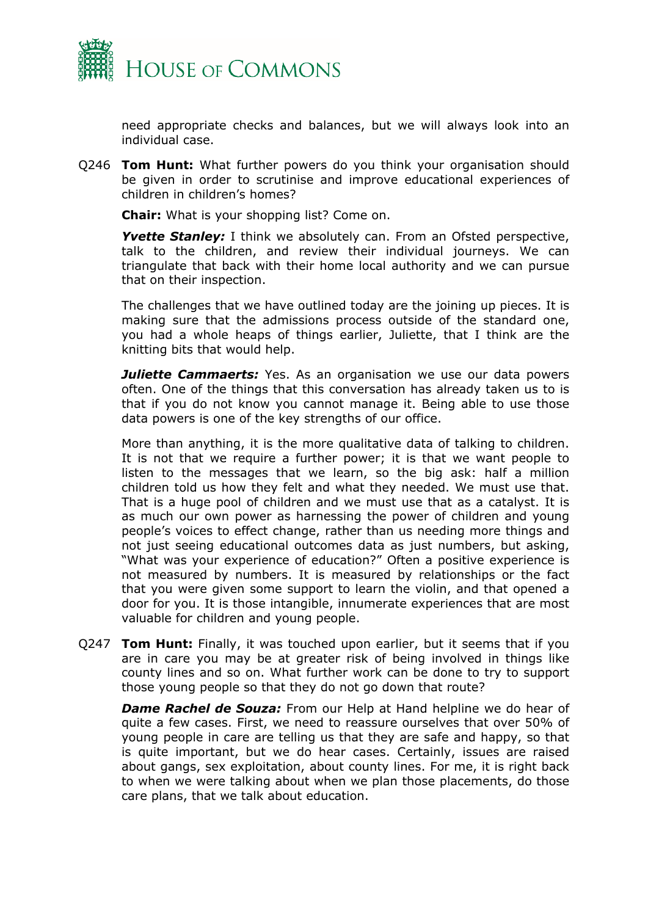need appropriate checks and balances, but we will always look into an individual case.

Q246 **Tom Hunt:** What further powers do you think your organisation should be given in order to scrutinise and improve educational experiences of children in children's homes?

**Chair:** What is your shopping list? Come on.

***Yvette Stanley:*** I think we absolutely can. From an Ofsted perspective, talk to the children, and review their individual journeys. We can triangulate that back with their home local authority and we can pursue that on their inspection.

The challenges that we have outlined today are the joining up pieces. It is making sure that the admissions process outside of the standard one, you had a whole heaps of things earlier, Juliette, that I think are the knitting bits that would help.

***Juliette Cammaerts:*** Yes. As an organisation we use our data powers often. One of the things that this conversation has already taken us to is that if you do not know you cannot manage it. Being able to use those data powers is one of the key strengths of our office.

More than anything, it is the more qualitative data of talking to children. It is not that we require a further power; it is that we want people to listen to the messages that we learn, so the big ask: half a million children told us how they felt and what they needed. We must use that. That is a huge pool of children and we must use that as a catalyst. It is as much our own power as harnessing the power of children and young people's voices to effect change, rather than us needing more things and not just seeing educational outcomes data as just numbers, but asking, "What was your experience of education?" Often a positive experience is not measured by numbers. It is measured by relationships or the fact that you were given some support to learn the violin, and that opened a door for you. It is those intangible, innumerate experiences that are most valuable for children and young people.

Q247 **Tom Hunt:** Finally, it was touched upon earlier, but it seems that if you are in care you may be at greater risk of being involved in things like county lines and so on. What further work can be done to try to support those young people so that they do not go down that route?

***Dame Rachel de Souza:*** From our Help at Hand helpline we do hear of quite a few cases. First, we need to reassure ourselves that over 50% of young people in care are telling us that they are safe and happy, so that is quite important, but we do hear cases. Certainly, issues are raised about gangs, sex exploitation, about county lines. For me, it is right back to when we were talking about when we plan those placements, do those care plans, that we talk about education.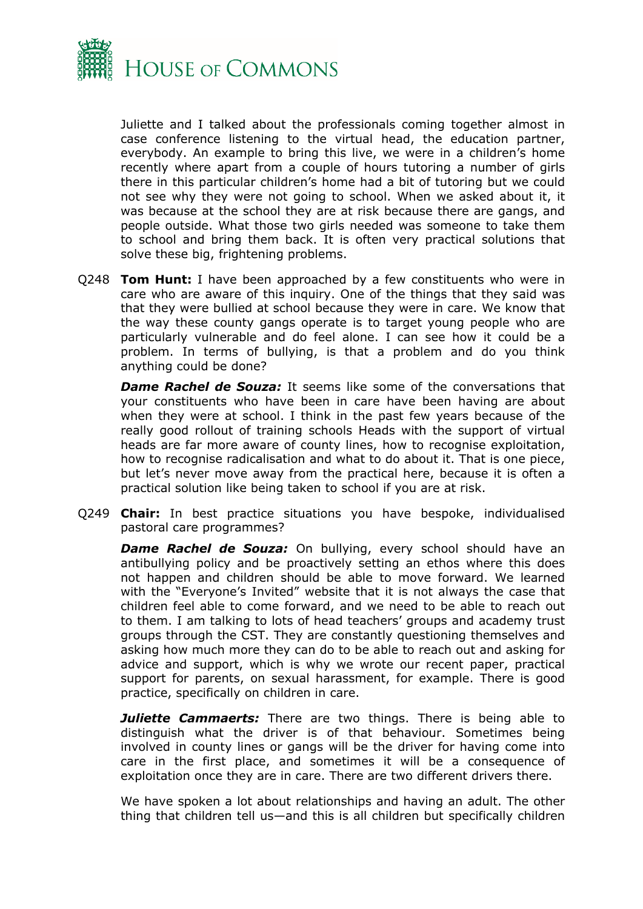Juliette and I talked about the professionals coming together almost in case conference listening to the virtual head, the education partner, everybody. An example to bring this live, we were in a children's home recently where apart from a couple of hours tutoring a number of girls there in this particular children's home had a bit of tutoring but we could not see why they were not going to school. When we asked about it, it was because at the school they are at risk because there are gangs, and people outside. What those two girls needed was someone to take them to school and bring them back. It is often very practical solutions that solve these big, frightening problems.

Q248 **Tom Hunt:** I have been approached by a few constituents who were in care who are aware of this inquiry. One of the things that they said was that they were bullied at school because they were in care. We know that the way these county gangs operate is to target young people who are particularly vulnerable and do feel alone. I can see how it could be a problem. In terms of bullying, is that a problem and do you think anything could be done?

***Dame Rachel de Souza:*** It seems like some of the conversations that your constituents who have been in care have been having are about when they were at school. I think in the past few years because of the really good rollout of training schools Heads with the support of virtual heads are far more aware of county lines, how to recognise exploitation, how to recognise radicalisation and what to do about it. That is one piece, but let's never move away from the practical here, because it is often a practical solution like being taken to school if you are at risk.

Q249 **Chair:** In best practice situations you have bespoke, individualised pastoral care programmes?

***Dame Rachel de Souza:*** On bullying, every school should have an antibullying policy and be proactively setting an ethos where this does not happen and children should be able to move forward. We learned with the "Everyone's Invited" website that it is not always the case that children feel able to come forward, and we need to be able to reach out to them. I am talking to lots of head teachers' groups and academy trust groups through the CST. They are constantly questioning themselves and asking how much more they can do to be able to reach out and asking for advice and support, which is why we wrote our recent paper, practical support for parents, on sexual harassment, for example. There is good practice, specifically on children in care.

***Juliette Cammaerts:*** There are two things. There is being able to distinguish what the driver is of that behaviour. Sometimes being involved in county lines or gangs will be the driver for having come into care in the first place, and sometimes it will be a consequence of exploitation once they are in care. There are two different drivers there.

We have spoken a lot about relationships and having an adult. The other thing that children tell us—and this is all children but specifically children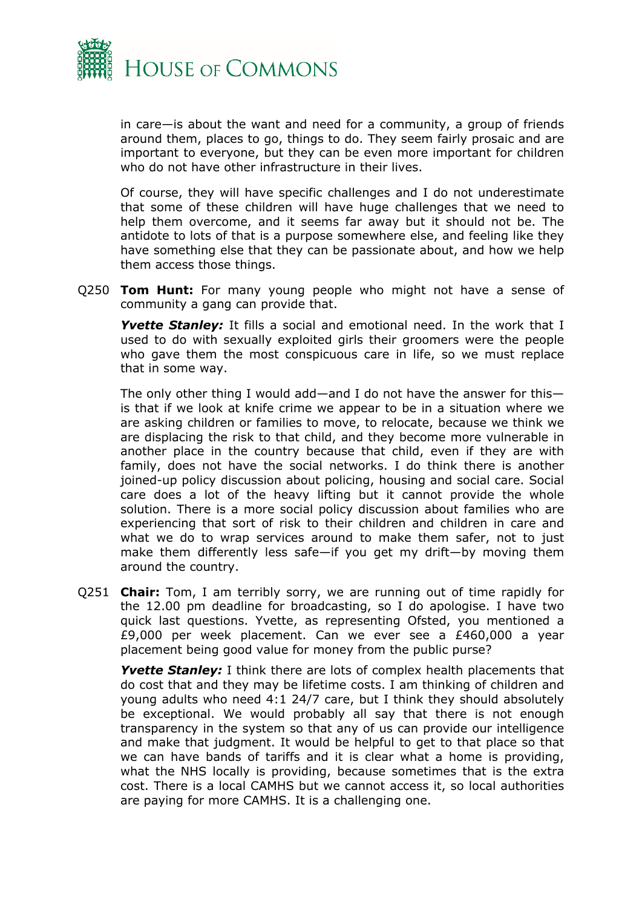in care—is about the want and need for a community, a group of friends around them, places to go, things to do. They seem fairly prosaic and are important to everyone, but they can be even more important for children who do not have other infrastructure in their lives.

Of course, they will have specific challenges and I do not underestimate that some of these children will have huge challenges that we need to help them overcome, and it seems far away but it should not be. The antidote to lots of that is a purpose somewhere else, and feeling like they have something else that they can be passionate about, and how we help them access those things.

Q250 **Tom Hunt:** For many young people who might not have a sense of community a gang can provide that.

***Yvette Stanley:*** It fills a social and emotional need. In the work that I used to do with sexually exploited girls their groomers were the people who gave them the most conspicuous care in life, so we must replace that in some way.

The only other thing I would add—and I do not have the answer for this—is that if we look at knife crime we appear to be in a situation where we are asking children or families to move, to relocate, because we think we are displacing the risk to that child, and they become more vulnerable in another place in the country because that child, even if they are with family, does not have the social networks. I do think there is another joined-up policy discussion about policing, housing and social care. Social care does a lot of the heavy lifting but it cannot provide the whole solution. There is a more social policy discussion about families who are experiencing that sort of risk to their children and children in care and what we do to wrap services around to make them safer, not to just make them differently less safe—if you get my drift—by moving them around the country.

Q251 **Chair:** Tom, I am terribly sorry, we are running out of time rapidly for the 12.00 pm deadline for broadcasting, so I do apologise. I have two quick last questions. Yvette, as representing Ofsted, you mentioned a £9,000 per week placement. Can we ever see a £460,000 a year placement being good value for money from the public purse?

***Yvette Stanley:*** I think there are lots of complex health placements that do cost that and they may be lifetime costs. I am thinking of children and young adults who need 4:1 24/7 care, but I think they should absolutely be exceptional. We would probably all say that there is not enough transparency in the system so that any of us can provide our intelligence and make that judgment. It would be helpful to get to that place so that we can have bands of tariffs and it is clear what a home is providing, what the NHS locally is providing, because sometimes that is the extra cost. There is a local CAMHS but we cannot access it, so local authorities are paying for more CAMHS. It is a challenging one.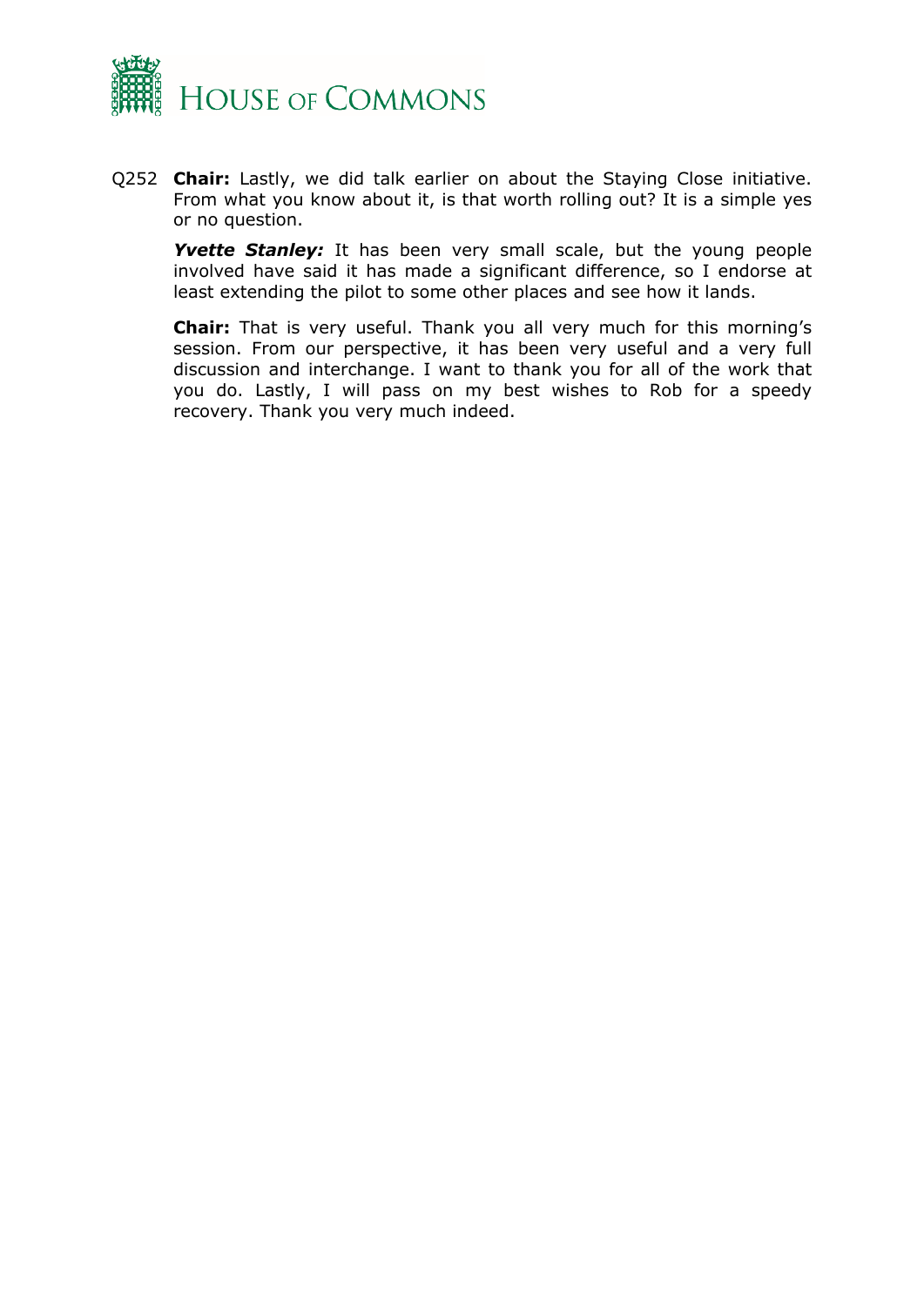Q252 **Chair:** Lastly, we did talk earlier on about the Staying Close initiative. From what you know about it, is that worth rolling out? It is a simple yes or no question.

***Yvette Stanley:*** It has been very small scale, but the young people involved have said it has made a significant difference, so I endorse at least extending the pilot to some other places and see how it lands.

**Chair:** That is very useful. Thank you all very much for this morning's session. From our perspective, it has been very useful and a very full discussion and interchange. I want to thank you for all of the work that you do. Lastly, I will pass on my best wishes to Rob for a speedy recovery. Thank you very much indeed.